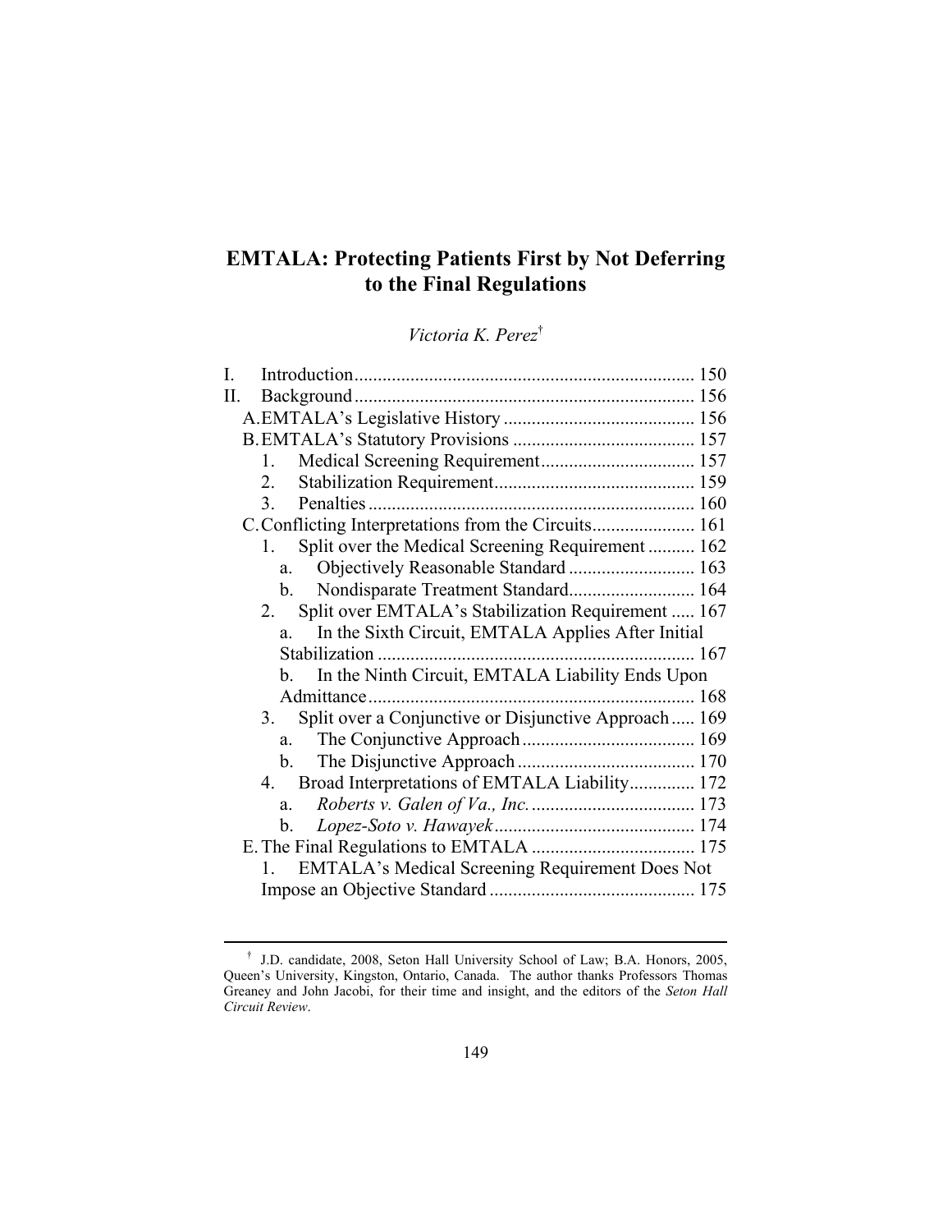# EMTALA: Protecting Patients First by Not Deferring to the Final Regulations

*Victoria K. Perez*[†]

I. Introduction .......................................................................... 150
II. Background .......................................................................... 156
  A. EMTALA's Legislative History ......................................... 156
  B. EMTALA's Statutory Provisions ....................................... 157
    1. Medical Screening Requirement ................................. 157
    2. Stabilization Requirement ........................................... 159
    3. Penalties ...................................................................... 160
  C. Conflicting Interpretations from the Circuits ...................... 161
    1. Split over the Medical Screening Requirement .......... 162
      a. Objectively Reasonable Standard ........................... 163
      b. Nondisparate Treatment Standard ........................... 164
    2. Split over EMTALA's Stabilization Requirement ..... 167
      a. In the Sixth Circuit, EMTALA Applies After Initial Stabilization ................................................................... 167
      b. In the Ninth Circuit, EMTALA Liability Ends Upon Admittance ..................................................................... 168
    3. Split over a Conjunctive or Disjunctive Approach ..... 169
      a. The Conjunctive Approach ..................................... 169
      b. The Disjunctive Approach ...................................... 170
    4. Broad Interpretations of EMTALA Liability .............. 172
      a. *Roberts v. Galen of Va., Inc.* ................................... 173
      b. *Lopez-Soto v. Hawayek* ........................................... 174
  E. The Final Regulations to EMTALA ................................... 175
    1. EMTALA's Medical Screening Requirement Does Not Impose an Objective Standard ............................................ 175

---

[†] J.D. candidate, 2008, Seton Hall University School of Law; B.A. Honors, 2005, Queen's University, Kingston, Ontario, Canada. The author thanks Professors Thomas Greaney and John Jacobi, for their time and insight, and the editors of the *Seton Hall Circuit Review*.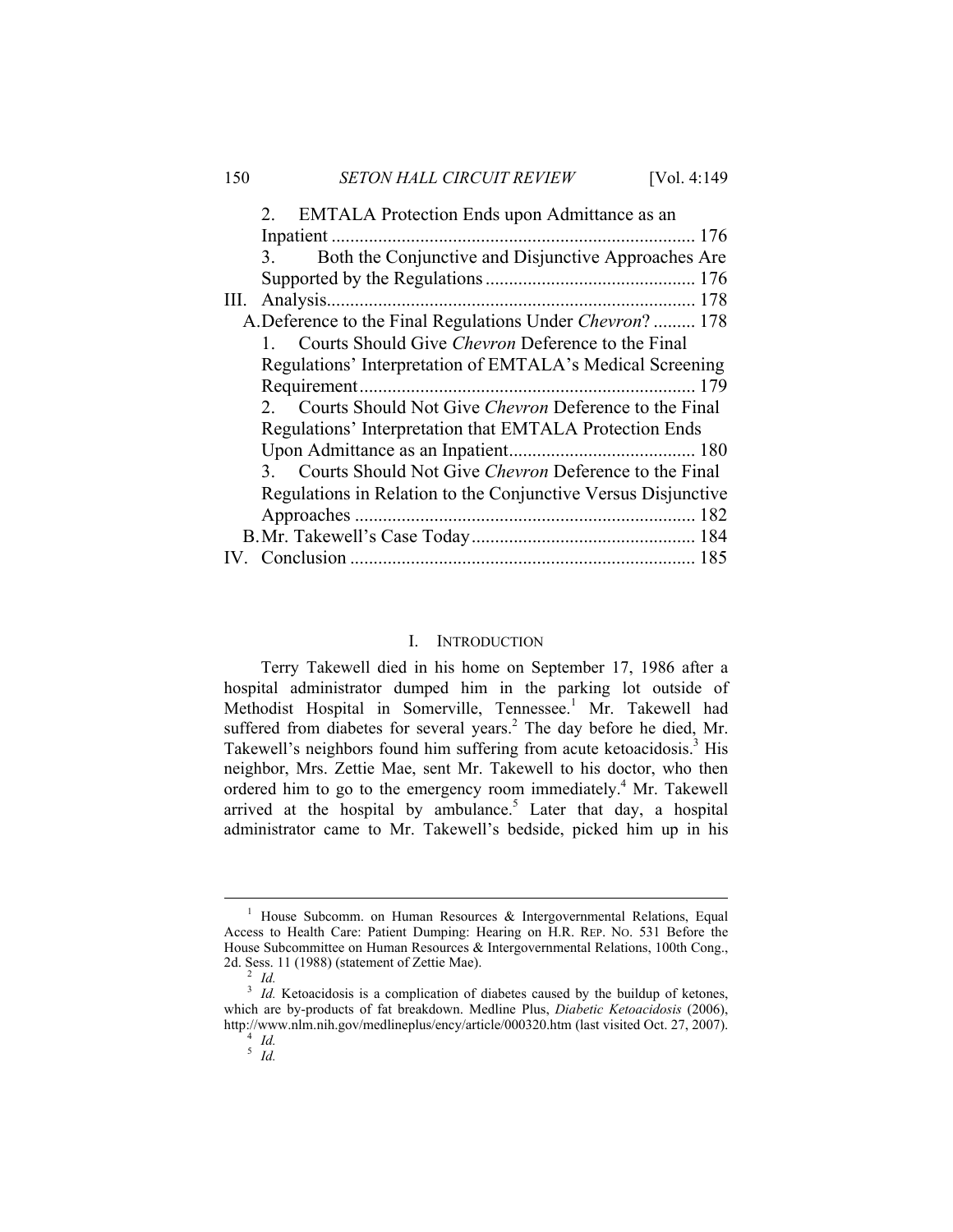2. EMTALA Protection Ends upon Admittance as an Inpatient ............................................................................ 176
3. Both the Conjunctive and Disjunctive Approaches Are Supported by the Regulations ............................................ 176

III. Analysis.............................................................................. 178

A. Deference to the Final Regulations Under *Chevron*? ......... 178

1. Courts Should Give *Chevron* Deference to the Final Regulations' Interpretation of EMTALA's Medical Screening Requirement ....................................................................... 179
2. Courts Should Not Give *Chevron* Deference to the Final Regulations' Interpretation that EMTALA Protection Ends Upon Admittance as an Inpatient....................................... 180
3. Courts Should Not Give *Chevron* Deference to the Final Regulations in Relation to the Conjunctive Versus Disjunctive Approaches ........................................................................ 182

B. Mr. Takewell's Case Today................................................ 184

IV. Conclusion ......................................................................... 185

## I. INTRODUCTION

Terry Takewell died in his home on September 17, 1986 after a hospital administrator dumped him in the parking lot outside of Methodist Hospital in Somerville, Tennessee.[1] Mr. Takewell had suffered from diabetes for several years.[2] The day before he died, Mr. Takewell's neighbors found him suffering from acute ketoacidosis.[3] His neighbor, Mrs. Zettie Mae, sent Mr. Takewell to his doctor, who then ordered him to go to the emergency room immediately.[4] Mr. Takewell arrived at the hospital by ambulance.[5] Later that day, a hospital administrator came to Mr. Takewell's bedside, picked him up in his

---

[1] House Subcomm. on Human Resources & Intergovernmental Relations, Equal Access to Health Care: Patient Dumping: Hearing on H.R. REP. NO. 531 Before the House Subcommittee on Human Resources & Intergovernmental Relations, 100th Cong., 2d. Sess. 11 (1988) (statement of Zettie Mae).

[2] *Id.*

[3] *Id.* Ketoacidosis is a complication of diabetes caused by the buildup of ketones, which are by-products of fat breakdown. Medline Plus, *Diabetic Ketoacidosis* (2006), http://www.nlm.nih.gov/medlineplus/ency/article/000320.htm (last visited Oct. 27, 2007).

[4] *Id.*

[5] *Id.*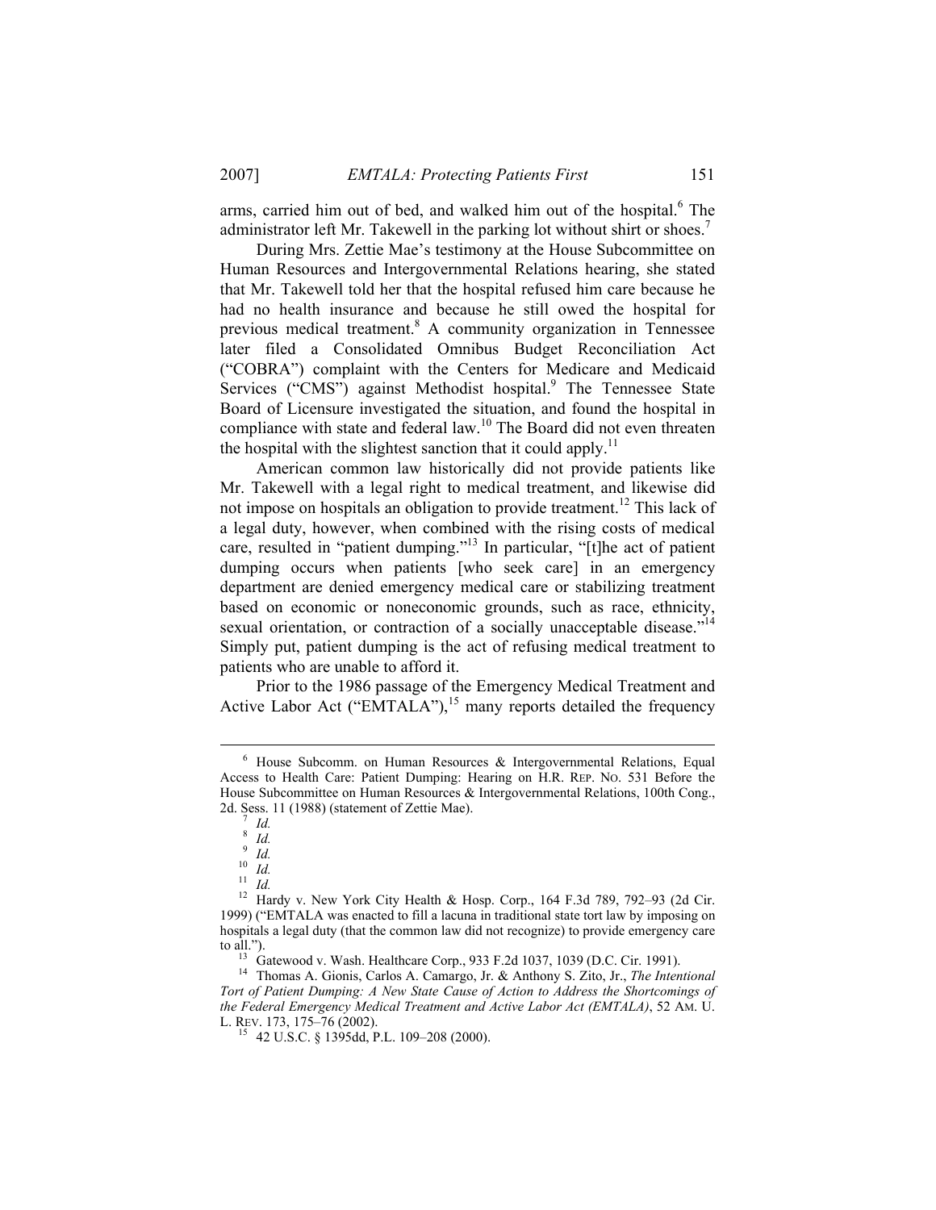arms, carried him out of bed, and walked him out of the hospital.[6] The administrator left Mr. Takewell in the parking lot without shirt or shoes.[7]

During Mrs. Zettie Mae's testimony at the House Subcommittee on Human Resources and Intergovernmental Relations hearing, she stated that Mr. Takewell told her that the hospital refused him care because he had no health insurance and because he still owed the hospital for previous medical treatment.[8] A community organization in Tennessee later filed a Consolidated Omnibus Budget Reconciliation Act ("COBRA") complaint with the Centers for Medicare and Medicaid Services ("CMS") against Methodist hospital.[9] The Tennessee State Board of Licensure investigated the situation, and found the hospital in compliance with state and federal law.[10] The Board did not even threaten the hospital with the slightest sanction that it could apply.[11]

American common law historically did not provide patients like Mr. Takewell with a legal right to medical treatment, and likewise did not impose on hospitals an obligation to provide treatment.[12] This lack of a legal duty, however, when combined with the rising costs of medical care, resulted in "patient dumping."[13] In particular, "[t]he act of patient dumping occurs when patients [who seek care] in an emergency department are denied emergency medical care or stabilizing treatment based on economic or noneconomic grounds, such as race, ethnicity, sexual orientation, or contraction of a socially unacceptable disease."[14] Simply put, patient dumping is the act of refusing medical treatment to patients who are unable to afford it.

Prior to the 1986 passage of the Emergency Medical Treatment and Active Labor Act ("EMTALA"),[15] many reports detailed the frequency

---

[6] House Subcomm. on Human Resources & Intergovernmental Relations, Equal Access to Health Care: Patient Dumping: Hearing on H.R. REP. NO. 531 Before the House Subcommittee on Human Resources & Intergovernmental Relations, 100th Cong., 2d. Sess. 11 (1988) (statement of Zettie Mae).

[7] *Id.*

[8] *Id.*

[9] *Id.*

[10] *Id.*

[11] *Id.*

[12] Hardy v. New York City Health & Hosp. Corp., 164 F.3d 789, 792–93 (2d Cir. 1999) ("EMTALA was enacted to fill a lacuna in traditional state tort law by imposing on hospitals a legal duty (that the common law did not recognize) to provide emergency care to all.").

[13] Gatewood v. Wash. Healthcare Corp., 933 F.2d 1037, 1039 (D.C. Cir. 1991).

[14] Thomas A. Gionis, Carlos A. Camargo, Jr. & Anthony S. Zito, Jr., *The Intentional Tort of Patient Dumping: A New State Cause of Action to Address the Shortcomings of the Federal Emergency Medical Treatment and Active Labor Act (EMTALA)*, 52 AM. U. L. REV. 173, 175–76 (2002).

[15] 42 U.S.C. § 1395dd, P.L. 109–208 (2000).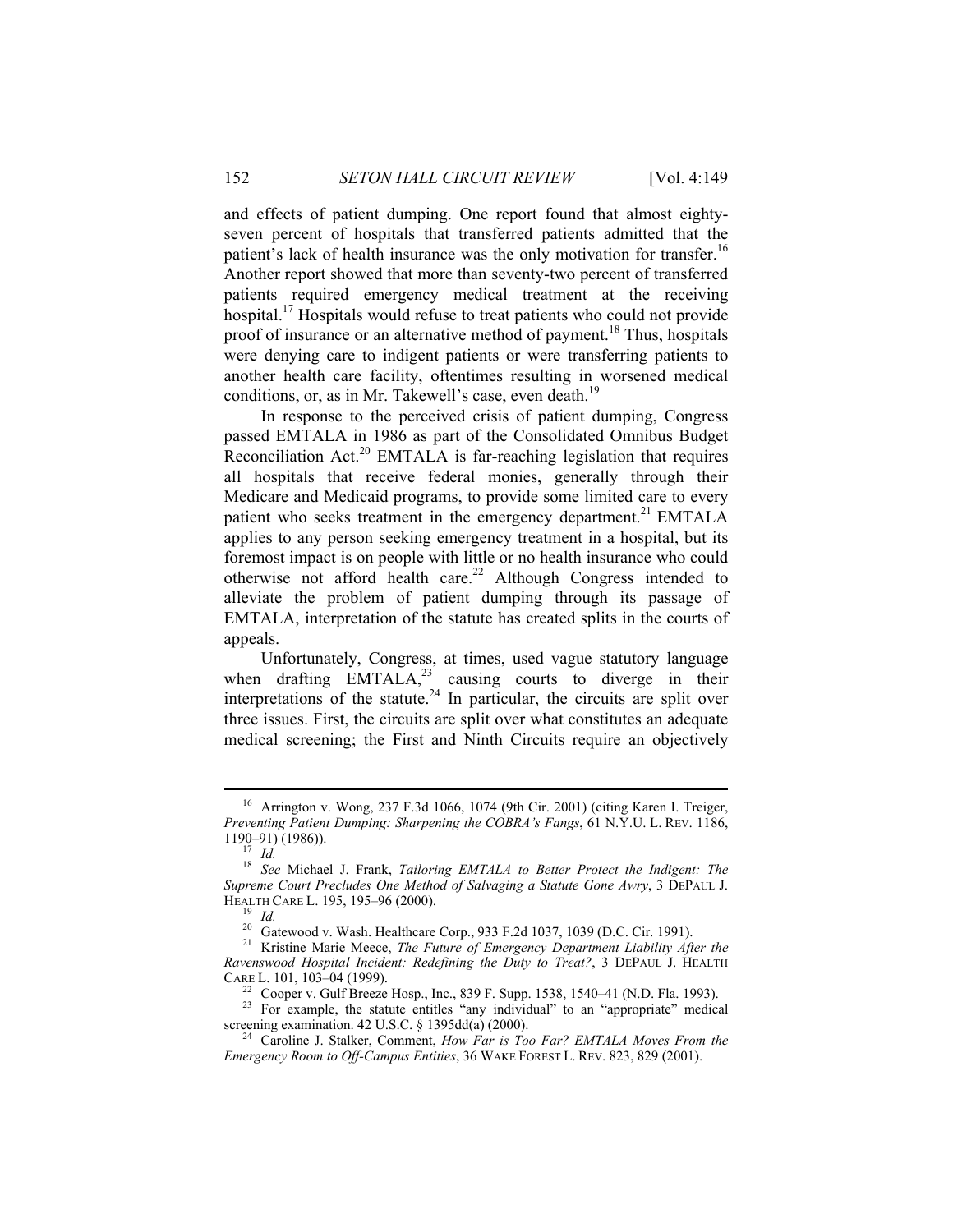and effects of patient dumping. One report found that almost eighty-seven percent of hospitals that transferred patients admitted that the patient's lack of health insurance was the only motivation for transfer.[16] Another report showed that more than seventy-two percent of transferred patients required emergency medical treatment at the receiving hospital.[17] Hospitals would refuse to treat patients who could not provide proof of insurance or an alternative method of payment.[18] Thus, hospitals were denying care to indigent patients or were transferring patients to another health care facility, oftentimes resulting in worsened medical conditions, or, as in Mr. Takewell's case, even death.[19]

In response to the perceived crisis of patient dumping, Congress passed EMTALA in 1986 as part of the Consolidated Omnibus Budget Reconciliation Act.[20] EMTALA is far-reaching legislation that requires all hospitals that receive federal monies, generally through their Medicare and Medicaid programs, to provide some limited care to every patient who seeks treatment in the emergency department.[21] EMTALA applies to any person seeking emergency treatment in a hospital, but its foremost impact is on people with little or no health insurance who could otherwise not afford health care.[22] Although Congress intended to alleviate the problem of patient dumping through its passage of EMTALA, interpretation of the statute has created splits in the courts of appeals.

Unfortunately, Congress, at times, used vague statutory language when drafting EMTALA,[23] causing courts to diverge in their interpretations of the statute.[24] In particular, the circuits are split over three issues. First, the circuits are split over what constitutes an adequate medical screening; the First and Ninth Circuits require an objectively

---

[16] Arrington v. Wong, 237 F.3d 1066, 1074 (9th Cir. 2001) (citing Karen I. Treiger, *Preventing Patient Dumping: Sharpening the COBRA's Fangs*, 61 N.Y.U. L. REV. 1186, 1190–91) (1986)).

[17] *Id.*

[18] *See* Michael J. Frank, *Tailoring EMTALA to Better Protect the Indigent: The Supreme Court Precludes One Method of Salvaging a Statute Gone Awry*, 3 DEPAUL J. HEALTH CARE L. 195, 195–96 (2000).

[19] *Id.*

[20] Gatewood v. Wash. Healthcare Corp., 933 F.2d 1037, 1039 (D.C. Cir. 1991).

[21] Kristine Marie Meece, *The Future of Emergency Department Liability After the Ravenswood Hospital Incident: Redefining the Duty to Treat?*, 3 DEPAUL J. HEALTH CARE L. 101, 103–04 (1999).

[22] Cooper v. Gulf Breeze Hosp., Inc., 839 F. Supp. 1538, 1540–41 (N.D. Fla. 1993).

[23] For example, the statute entitles "any individual" to an "appropriate" medical screening examination. 42 U.S.C. § 1395dd(a) (2000).

[24] Caroline J. Stalker, Comment, *How Far is Too Far? EMTALA Moves From the Emergency Room to Off-Campus Entities*, 36 WAKE FOREST L. REV. 823, 829 (2001).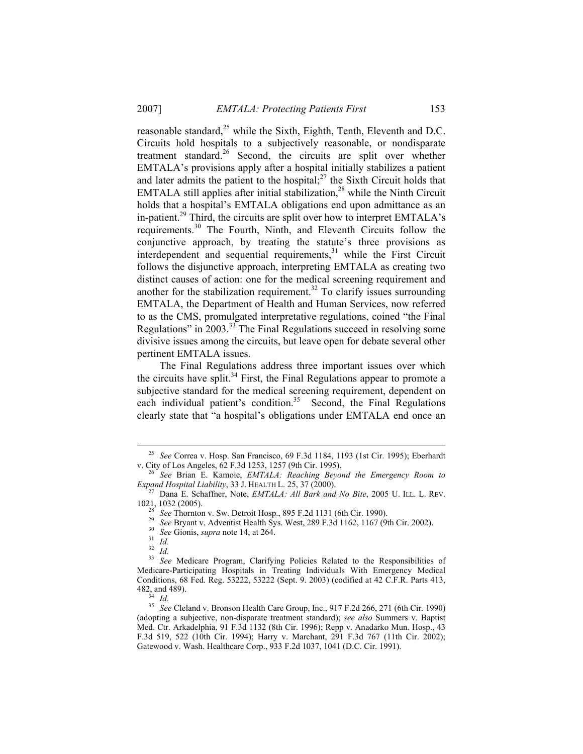reasonable standard,[25] while the Sixth, Eighth, Tenth, Eleventh and D.C. Circuits hold hospitals to a subjectively reasonable, or nondisparate treatment standard.[26] Second, the circuits are split over whether EMTALA's provisions apply after a hospital initially stabilizes a patient and later admits the patient to the hospital;[27] the Sixth Circuit holds that EMTALA still applies after initial stabilization,[28] while the Ninth Circuit holds that a hospital's EMTALA obligations end upon admittance as an in-patient.[29] Third, the circuits are split over how to interpret EMTALA's requirements.[30] The Fourth, Ninth, and Eleventh Circuits follow the conjunctive approach, by treating the statute's three provisions as interdependent and sequential requirements,[31] while the First Circuit follows the disjunctive approach, interpreting EMTALA as creating two distinct causes of action: one for the medical screening requirement and another for the stabilization requirement.[32] To clarify issues surrounding EMTALA, the Department of Health and Human Services, now referred to as the CMS, promulgated interpretative regulations, coined "the Final Regulations" in 2003.[33] The Final Regulations succeed in resolving some divisive issues among the circuits, but leave open for debate several other pertinent EMTALA issues.

The Final Regulations address three important issues over which the circuits have split.[34] First, the Final Regulations appear to promote a subjective standard for the medical screening requirement, dependent on each individual patient's condition.[35] Second, the Final Regulations clearly state that "a hospital's obligations under EMTALA end once an

---

[25] *See* Correa v. Hosp. San Francisco, 69 F.3d 1184, 1193 (1st Cir. 1995); Eberhardt v. City of Los Angeles, 62 F.3d 1253, 1257 (9th Cir. 1995).

[26] *See* Brian E. Kamoie, *EMTALA: Reaching Beyond the Emergency Room to Expand Hospital Liability*, 33 J. HEALTH L. 25, 37 (2000).

[27] Dana E. Schaffner, Note, *EMTALA: All Bark and No Bite*, 2005 U. ILL. L. REV. 1021, 1032 (2005).

[28] *See* Thornton v. Sw. Detroit Hosp., 895 F.2d 1131 (6th Cir. 1990).

[29] *See* Bryant v. Adventist Health Sys. West, 289 F.3d 1162, 1167 (9th Cir. 2002).

[30] *See* Gionis, *supra* note 14, at 264.

[31] *Id.*

[32] *Id.*

[33] *See* Medicare Program, Clarifying Policies Related to the Responsibilities of Medicare-Participating Hospitals in Treating Individuals With Emergency Medical Conditions, 68 Fed. Reg. 53222, 53222 (Sept. 9. 2003) (codified at 42 C.F.R. Parts 413, 482, and 489).

[34] *Id.*

[35] *See* Cleland v. Bronson Health Care Group, Inc., 917 F.2d 266, 271 (6th Cir. 1990) (adopting a subjective, non-disparate treatment standard); *see also* Summers v. Baptist Med. Ctr. Arkadelphia, 91 F.3d 1132 (8th Cir. 1996); Repp v. Anadarko Mun. Hosp., 43 F.3d 519, 522 (10th Cir. 1994); Harry v. Marchant, 291 F.3d 767 (11th Cir. 2002); Gatewood v. Wash. Healthcare Corp., 933 F.2d 1037, 1041 (D.C. Cir. 1991).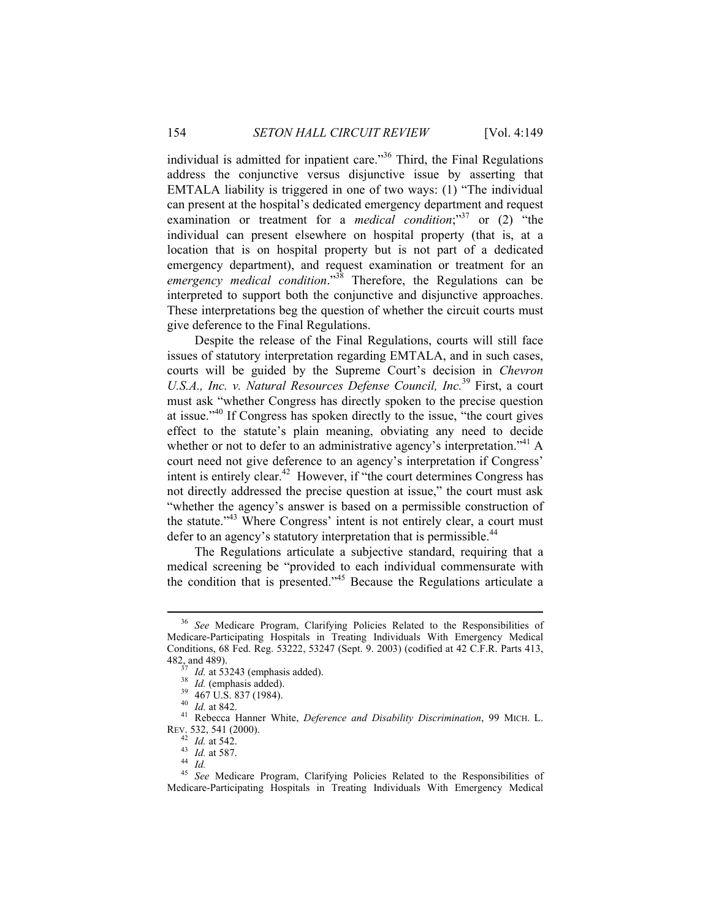individual is admitted for inpatient care."[36] Third, the Final Regulations address the conjunctive versus disjunctive issue by asserting that EMTALA liability is triggered in one of two ways: (1) "The individual can present at the hospital's dedicated emergency department and request examination or treatment for a *medical condition*;"[37] or (2) "the individual can present elsewhere on hospital property (that is, at a location that is on hospital property but is not part of a dedicated emergency department), and request examination or treatment for an *emergency medical condition*."[38] Therefore, the Regulations can be interpreted to support both the conjunctive and disjunctive approaches. These interpretations beg the question of whether the circuit courts must give deference to the Final Regulations.

Despite the release of the Final Regulations, courts will still face issues of statutory interpretation regarding EMTALA, and in such cases, courts will be guided by the Supreme Court's decision in *Chevron U.S.A., Inc. v. Natural Resources Defense Council, Inc.*[39] First, a court must ask "whether Congress has directly spoken to the precise question at issue."[40] If Congress has spoken directly to the issue, "the court gives effect to the statute's plain meaning, obviating any need to decide whether or not to defer to an administrative agency's interpretation."[41] A court need not give deference to an agency's interpretation if Congress' intent is entirely clear.[42] However, if "the court determines Congress has not directly addressed the precise question at issue," the court must ask "whether the agency's answer is based on a permissible construction of the statute."[43] Where Congress' intent is not entirely clear, a court must defer to an agency's statutory interpretation that is permissible.[44]

The Regulations articulate a subjective standard, requiring that a medical screening be "provided to each individual commensurate with the condition that is presented."[45] Because the Regulations articulate a

---

[36] *See* Medicare Program, Clarifying Policies Related to the Responsibilities of Medicare-Participating Hospitals in Treating Individuals With Emergency Medical Conditions, 68 Fed. Reg. 53222, 53247 (Sept. 9. 2003) (codified at 42 C.F.R. Parts 413, 482, and 489).

[37] *Id.* at 53243 (emphasis added).

[38] *Id.* (emphasis added).

[39] 467 U.S. 837 (1984).

[40] *Id.* at 842.

[41] Rebecca Hanner White, *Deference and Disability Discrimination*, 99 MICH. L. REV. 532, 541 (2000).

[42] *Id.* at 542.

[43] *Id.* at 587.

[44] *Id.*

[45] *See* Medicare Program, Clarifying Policies Related to the Responsibilities of Medicare-Participating Hospitals in Treating Individuals With Emergency Medical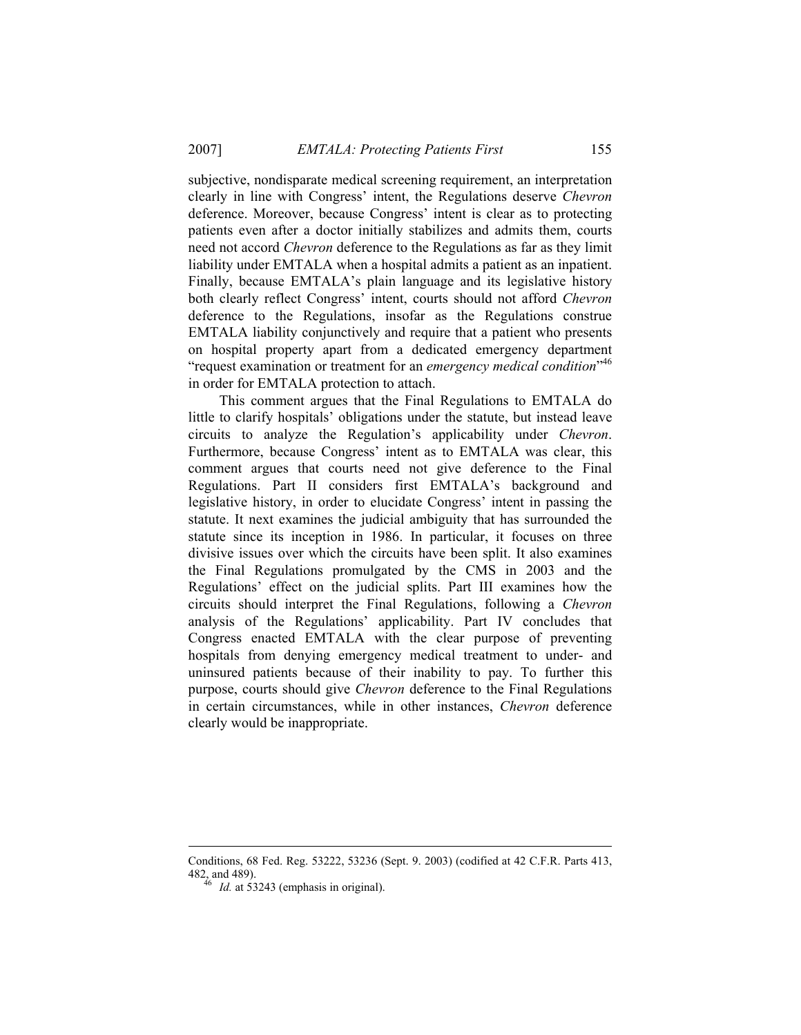subjective, nondisparate medical screening requirement, an interpretation clearly in line with Congress' intent, the Regulations deserve *Chevron* deference. Moreover, because Congress' intent is clear as to protecting patients even after a doctor initially stabilizes and admits them, courts need not accord *Chevron* deference to the Regulations as far as they limit liability under EMTALA when a hospital admits a patient as an inpatient. Finally, because EMTALA's plain language and its legislative history both clearly reflect Congress' intent, courts should not afford *Chevron* deference to the Regulations, insofar as the Regulations construe EMTALA liability conjunctively and require that a patient who presents on hospital property apart from a dedicated emergency department "request examination or treatment for an *emergency medical condition*"[46] in order for EMTALA protection to attach.

This comment argues that the Final Regulations to EMTALA do little to clarify hospitals' obligations under the statute, but instead leave circuits to analyze the Regulation's applicability under *Chevron*. Furthermore, because Congress' intent as to EMTALA was clear, this comment argues that courts need not give deference to the Final Regulations. Part II considers first EMTALA's background and legislative history, in order to elucidate Congress' intent in passing the statute. It next examines the judicial ambiguity that has surrounded the statute since its inception in 1986. In particular, it focuses on three divisive issues over which the circuits have been split. It also examines the Final Regulations promulgated by the CMS in 2003 and the Regulations' effect on the judicial splits. Part III examines how the circuits should interpret the Final Regulations, following a *Chevron* analysis of the Regulations' applicability. Part IV concludes that Congress enacted EMTALA with the clear purpose of preventing hospitals from denying emergency medical treatment to under- and uninsured patients because of their inability to pay. To further this purpose, courts should give *Chevron* deference to the Final Regulations in certain circumstances, while in other instances, *Chevron* deference clearly would be inappropriate.

---

Conditions, 68 Fed. Reg. 53222, 53236 (Sept. 9. 2003) (codified at 42 C.F.R. Parts 413, 482, and 489).

[46] *Id.* at 53243 (emphasis in original).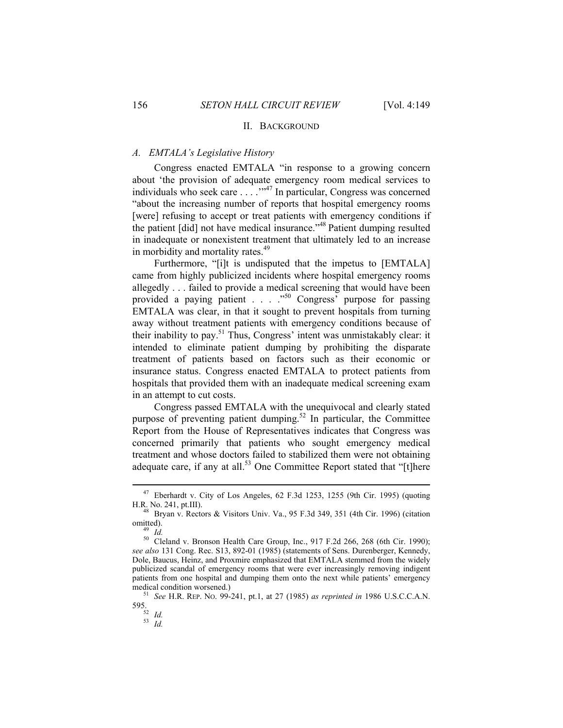## II. BACKGROUND

### *A. EMTALA's Legislative History*

Congress enacted EMTALA "in response to a growing concern about 'the provision of adequate emergency room medical services to individuals who seek care . . . .'"[47] In particular, Congress was concerned "about the increasing number of reports that hospital emergency rooms [were] refusing to accept or treat patients with emergency conditions if the patient [did] not have medical insurance."[48] Patient dumping resulted in inadequate or nonexistent treatment that ultimately led to an increase in morbidity and mortality rates.[49]

Furthermore, "[i]t is undisputed that the impetus to [EMTALA] came from highly publicized incidents where hospital emergency rooms allegedly . . . failed to provide a medical screening that would have been provided a paying patient . . . ."[50] Congress' purpose for passing EMTALA was clear, in that it sought to prevent hospitals from turning away without treatment patients with emergency conditions because of their inability to pay.[51] Thus, Congress' intent was unmistakably clear: it intended to eliminate patient dumping by prohibiting the disparate treatment of patients based on factors such as their economic or insurance status. Congress enacted EMTALA to protect patients from hospitals that provided them with an inadequate medical screening exam in an attempt to cut costs.

Congress passed EMTALA with the unequivocal and clearly stated purpose of preventing patient dumping.[52] In particular, the Committee Report from the House of Representatives indicates that Congress was concerned primarily that patients who sought emergency medical treatment and whose doctors failed to stabilized them were not obtaining adequate care, if any at all.[53] One Committee Report stated that "[t]here

---

[47] Eberhardt v. City of Los Angeles, 62 F.3d 1253, 1255 (9th Cir. 1995) (quoting H.R. No. 241, pt.III).

[48] Bryan v. Rectors & Visitors Univ. Va., 95 F.3d 349, 351 (4th Cir. 1996) (citation omitted).

[49] *Id.*

[50] Cleland v. Bronson Health Care Group, Inc., 917 F.2d 266, 268 (6th Cir. 1990); *see also* 131 Cong. Rec. S13, 892-01 (1985) (statements of Sens. Durenberger, Kennedy, Dole, Baucus, Heinz, and Proxmire emphasized that EMTALA stemmed from the widely publicized scandal of emergency rooms that were ever increasingly removing indigent patients from one hospital and dumping them onto the next while patients' emergency medical condition worsened.)

[51] *See* H.R. REP. NO. 99-241, pt.1, at 27 (1985) *as reprinted in* 1986 U.S.C.C.A.N. 595.

[52] *Id.*

[53] *Id.*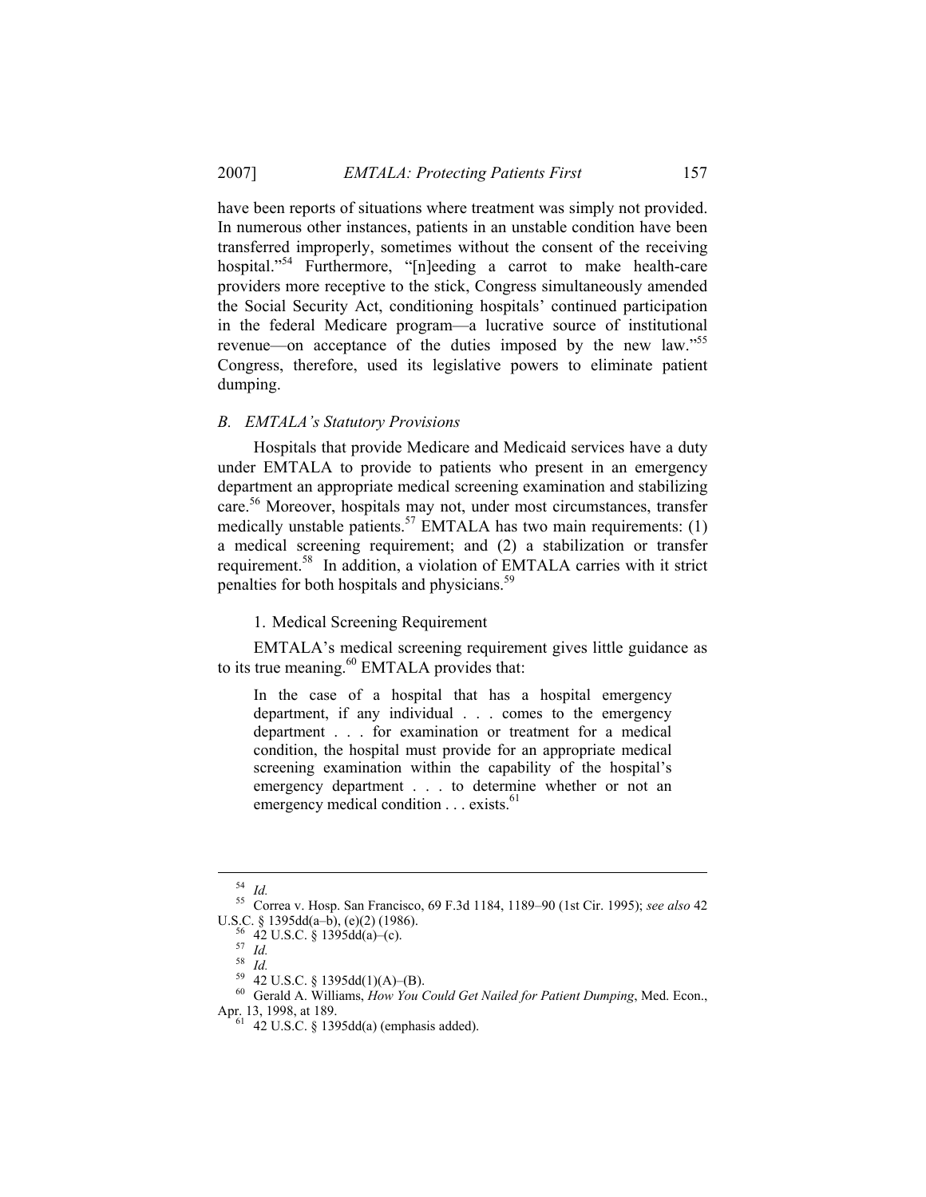have been reports of situations where treatment was simply not provided. In numerous other instances, patients in an unstable condition have been transferred improperly, sometimes without the consent of the receiving hospital."[54] Furthermore, "[n]eeding a carrot to make health-care providers more receptive to the stick, Congress simultaneously amended the Social Security Act, conditioning hospitals' continued participation in the federal Medicare program—a lucrative source of institutional revenue—on acceptance of the duties imposed by the new law."[55] Congress, therefore, used its legislative powers to eliminate patient dumping.

### *B. EMTALA's Statutory Provisions*

Hospitals that provide Medicare and Medicaid services have a duty under EMTALA to provide to patients who present in an emergency department an appropriate medical screening examination and stabilizing care.[56] Moreover, hospitals may not, under most circumstances, transfer medically unstable patients.[57] EMTALA has two main requirements: (1) a medical screening requirement; and (2) a stabilization or transfer requirement.[58] In addition, a violation of EMTALA carries with it strict penalties for both hospitals and physicians.[59]

#### 1. Medical Screening Requirement

EMTALA's medical screening requirement gives little guidance as to its true meaning.[60] EMTALA provides that:

> In the case of a hospital that has a hospital emergency department, if any individual . . . comes to the emergency department . . . for examination or treatment for a medical condition, the hospital must provide for an appropriate medical screening examination within the capability of the hospital's emergency department . . . to determine whether or not an emergency medical condition . . . exists.[61]

---

[54] *Id.*

[55] Correa v. Hosp. San Francisco, 69 F.3d 1184, 1189–90 (1st Cir. 1995); *see also* 42 U.S.C. § 1395dd(a–b), (e)(2) (1986).

[56] 42 U.S.C. § 1395dd(a)–(c).

[57] *Id.*

[58] *Id.*

[59] 42 U.S.C. § 1395dd(1)(A)–(B).

[60] Gerald A. Williams, *How You Could Get Nailed for Patient Dumping*, Med. Econ., Apr. 13, 1998, at 189.

[61] 42 U.S.C. § 1395dd(a) (emphasis added).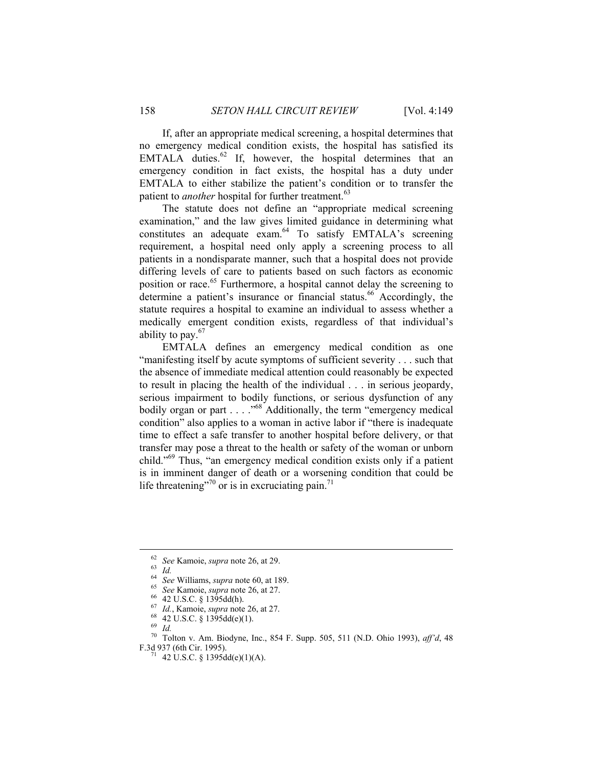If, after an appropriate medical screening, a hospital determines that no emergency medical condition exists, the hospital has satisfied its EMTALA duties.[62] If, however, the hospital determines that an emergency condition in fact exists, the hospital has a duty under EMTALA to either stabilize the patient's condition or to transfer the patient to *another* hospital for further treatment.[63]

The statute does not define an "appropriate medical screening examination," and the law gives limited guidance in determining what constitutes an adequate exam.[64] To satisfy EMTALA's screening requirement, a hospital need only apply a screening process to all patients in a nondisparate manner, such that a hospital does not provide differing levels of care to patients based on such factors as economic position or race.[65] Furthermore, a hospital cannot delay the screening to determine a patient's insurance or financial status.[66] Accordingly, the statute requires a hospital to examine an individual to assess whether a medically emergent condition exists, regardless of that individual's ability to pay.[67]

EMTALA defines an emergency medical condition as one "manifesting itself by acute symptoms of sufficient severity . . . such that the absence of immediate medical attention could reasonably be expected to result in placing the health of the individual . . . in serious jeopardy, serious impairment to bodily functions, or serious dysfunction of any bodily organ or part . . . ."[68] Additionally, the term "emergency medical condition" also applies to a woman in active labor if "there is inadequate time to effect a safe transfer to another hospital before delivery, or that transfer may pose a threat to the health or safety of the woman or unborn child."[69] Thus, "an emergency medical condition exists only if a patient is in imminent danger of death or a worsening condition that could be life threatening"[70] or is in excruciating pain.[71]

---

[62] *See* Kamoie, *supra* note 26, at 29.

[63] *Id.*

[64] *See* Williams, *supra* note 60, at 189.

[65] *See* Kamoie, *supra* note 26, at 27.

[66] 42 U.S.C. § 1395dd(h).

[67] *Id.*, Kamoie, *supra* note 26, at 27.

[68] 42 U.S.C. § 1395dd(e)(1).

[69] *Id.*

[70] Tolton v. Am. Biodyne, Inc., 854 F. Supp. 505, 511 (N.D. Ohio 1993), *aff'd*, 48 F.3d 937 (6th Cir. 1995).

[71] 42 U.S.C. § 1395dd(e)(1)(A).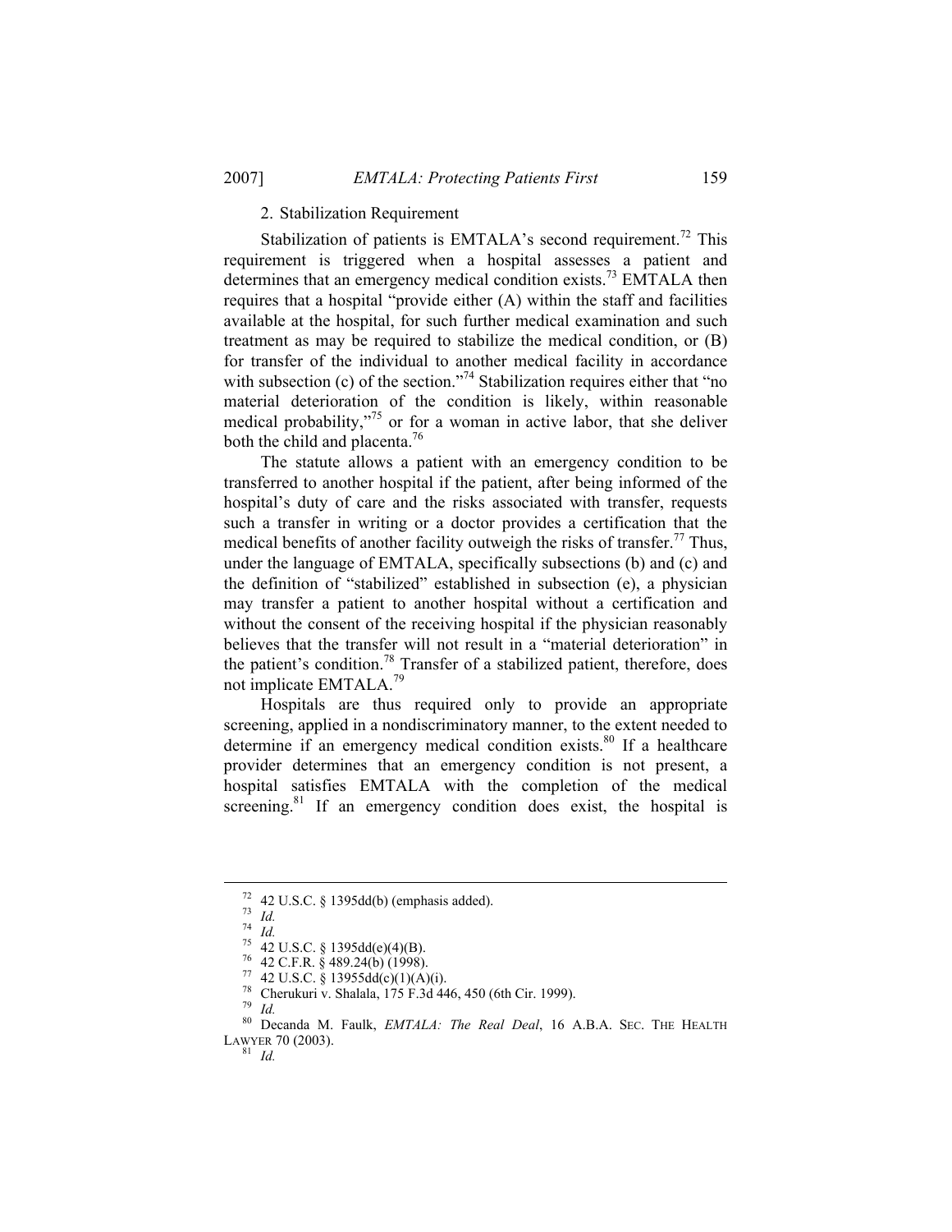### 2. Stabilization Requirement

Stabilization of patients is EMTALA's second requirement.[72] This requirement is triggered when a hospital assesses a patient and determines that an emergency medical condition exists.[73] EMTALA then requires that a hospital "provide either (A) within the staff and facilities available at the hospital, for such further medical examination and such treatment as may be required to stabilize the medical condition, or (B) for transfer of the individual to another medical facility in accordance with subsection (c) of the section."[74] Stabilization requires either that "no material deterioration of the condition is likely, within reasonable medical probability,"[75] or for a woman in active labor, that she deliver both the child and placenta.[76]

The statute allows a patient with an emergency condition to be transferred to another hospital if the patient, after being informed of the hospital's duty of care and the risks associated with transfer, requests such a transfer in writing or a doctor provides a certification that the medical benefits of another facility outweigh the risks of transfer.[77] Thus, under the language of EMTALA, specifically subsections (b) and (c) and the definition of "stabilized" established in subsection (e), a physician may transfer a patient to another hospital without a certification and without the consent of the receiving hospital if the physician reasonably believes that the transfer will not result in a "material deterioration" in the patient's condition.[78] Transfer of a stabilized patient, therefore, does not implicate EMTALA.[79]

Hospitals are thus required only to provide an appropriate screening, applied in a nondiscriminatory manner, to the extent needed to determine if an emergency medical condition exists.[80] If a healthcare provider determines that an emergency condition is not present, a hospital satisfies EMTALA with the completion of the medical screening.[81] If an emergency condition does exist, the hospital is

---

[72] 42 U.S.C. § 1395dd(b) (emphasis added).

[73] *Id.*

[74] *Id.*

[75] 42 U.S.C. § 1395dd(e)(4)(B).

[76] 42 C.F.R. § 489.24(b) (1998).

[77] 42 U.S.C. § 13955dd(c)(1)(A)(i).

[78] Cherukuri v. Shalala, 175 F.3d 446, 450 (6th Cir. 1999).

[79] *Id.*

[80] Decanda M. Faulk, *EMTALA: The Real Deal*, 16 A.B.A. SEC. THE HEALTH LAWYER 70 (2003).

[81] *Id.*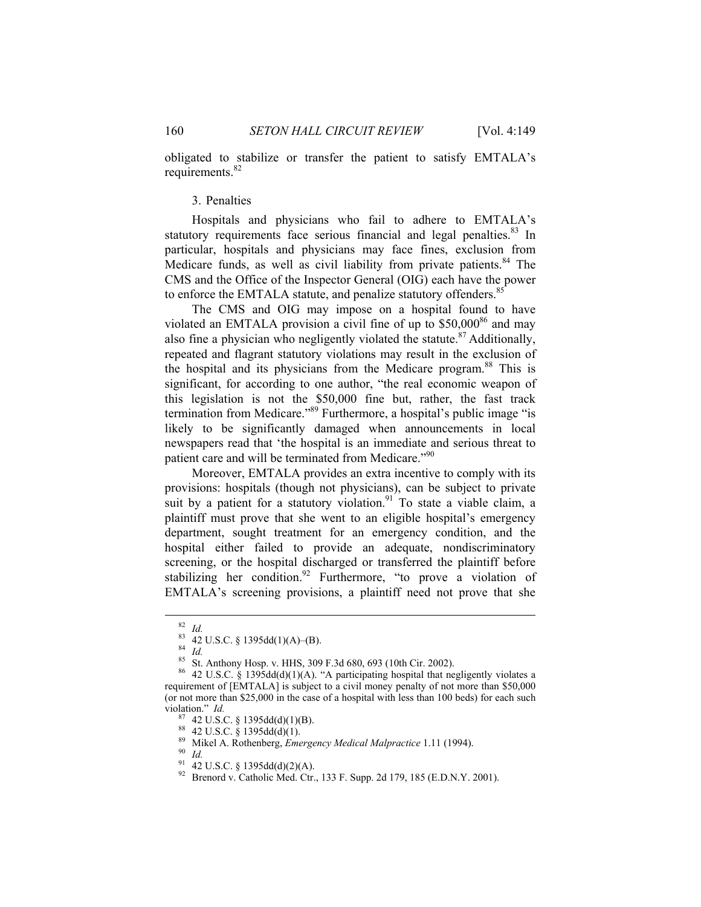obligated to stabilize or transfer the patient to satisfy EMTALA's requirements.[82]

### 3. Penalties

Hospitals and physicians who fail to adhere to EMTALA's statutory requirements face serious financial and legal penalties.[83] In particular, hospitals and physicians may face fines, exclusion from Medicare funds, as well as civil liability from private patients.[84] The CMS and the Office of the Inspector General (OIG) each have the power to enforce the EMTALA statute, and penalize statutory offenders.[85]

The CMS and OIG may impose on a hospital found to have violated an EMTALA provision a civil fine of up to $50,000[86] and may also fine a physician who negligently violated the statute.[87] Additionally, repeated and flagrant statutory violations may result in the exclusion of the hospital and its physicians from the Medicare program.[88] This is significant, for according to one author, "the real economic weapon of this legislation is not the $50,000 fine but, rather, the fast track termination from Medicare."[89] Furthermore, a hospital's public image "is likely to be significantly damaged when announcements in local newspapers read that 'the hospital is an immediate and serious threat to patient care and will be terminated from Medicare.'"[90]

Moreover, EMTALA provides an extra incentive to comply with its provisions: hospitals (though not physicians), can be subject to private suit by a patient for a statutory violation.[91] To state a viable claim, a plaintiff must prove that she went to an eligible hospital's emergency department, sought treatment for an emergency condition, and the hospital either failed to provide an adequate, nondiscriminatory screening, or the hospital discharged or transferred the plaintiff before stabilizing her condition.[92] Furthermore, "to prove a violation of EMTALA's screening provisions, a plaintiff need not prove that she

---

[82] *Id.*

[83] 42 U.S.C. § 1395dd(1)(A)–(B).

[84] *Id.*

[85] St. Anthony Hosp. v. HHS, 309 F.3d 680, 693 (10th Cir. 2002).

[86] 42 U.S.C. § 1395dd(d)(1)(A). "A participating hospital that negligently violates a requirement of [EMTALA] is subject to a civil money penalty of not more than $50,000 (or not more than $25,000 in the case of a hospital with less than 100 beds) for each such violation." *Id.*

[87] 42 U.S.C. § 1395dd(d)(1)(B).

[88] 42 U.S.C. § 1395dd(d)(1).

[89] Mikel A. Rothenberg, *Emergency Medical Malpractice* 1.11 (1994).

[90] *Id.*

[91] 42 U.S.C. § 1395dd(d)(2)(A).

[92] Brenord v. Catholic Med. Ctr., 133 F. Supp. 2d 179, 185 (E.D.N.Y. 2001).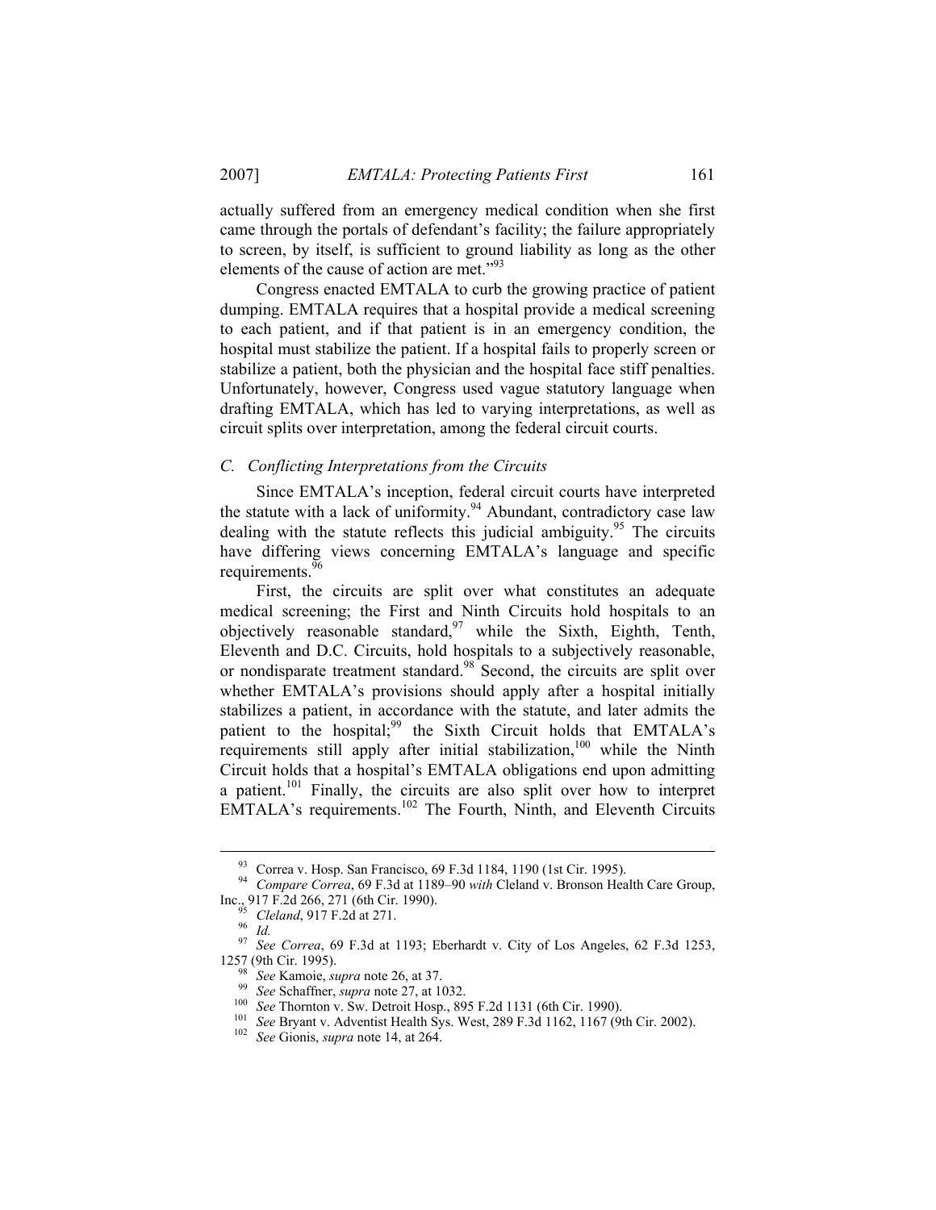actually suffered from an emergency medical condition when she first came through the portals of defendant's facility; the failure appropriately to screen, by itself, is sufficient to ground liability as long as the other elements of the cause of action are met."[93]

Congress enacted EMTALA to curb the growing practice of patient dumping. EMTALA requires that a hospital provide a medical screening to each patient, and if that patient is in an emergency condition, the hospital must stabilize the patient. If a hospital fails to properly screen or stabilize a patient, both the physician and the hospital face stiff penalties. Unfortunately, however, Congress used vague statutory language when drafting EMTALA, which has led to varying interpretations, as well as circuit splits over interpretation, among the federal circuit courts.

### *C. Conflicting Interpretations from the Circuits*

Since EMTALA's inception, federal circuit courts have interpreted the statute with a lack of uniformity.[94] Abundant, contradictory case law dealing with the statute reflects this judicial ambiguity.[95] The circuits have differing views concerning EMTALA's language and specific requirements.[96]

First, the circuits are split over what constitutes an adequate medical screening; the First and Ninth Circuits hold hospitals to an objectively reasonable standard,[97] while the Sixth, Eighth, Tenth, Eleventh and D.C. Circuits, hold hospitals to a subjectively reasonable, or nondisparate treatment standard.[98] Second, the circuits are split over whether EMTALA's provisions should apply after a hospital initially stabilizes a patient, in accordance with the statute, and later admits the patient to the hospital;[99] the Sixth Circuit holds that EMTALA's requirements still apply after initial stabilization,[100] while the Ninth Circuit holds that a hospital's EMTALA obligations end upon admitting a patient.[101] Finally, the circuits are also split over how to interpret EMTALA's requirements.[102] The Fourth, Ninth, and Eleventh Circuits

---

[93] Correa v. Hosp. San Francisco, 69 F.3d 1184, 1190 (1st Cir. 1995).

[94] *Compare Correa*, 69 F.3d at 1189–90 *with* Cleland v. Bronson Health Care Group, Inc., 917 F.2d 266, 271 (6th Cir. 1990).

[95] *Cleland*, 917 F.2d at 271.

[96] *Id.*

[97] *See Correa*, 69 F.3d at 1193; Eberhardt v. City of Los Angeles, 62 F.3d 1253, 1257 (9th Cir. 1995).

[98] *See* Kamoie, *supra* note 26, at 37.

[99] *See* Schaffner, *supra* note 27, at 1032.

[100] *See* Thornton v. Sw. Detroit Hosp., 895 F.2d 1131 (6th Cir. 1990).

[101] *See* Bryant v. Adventist Health Sys. West, 289 F.3d 1162, 1167 (9th Cir. 2002).

[102] *See* Gionis, *supra* note 14, at 264.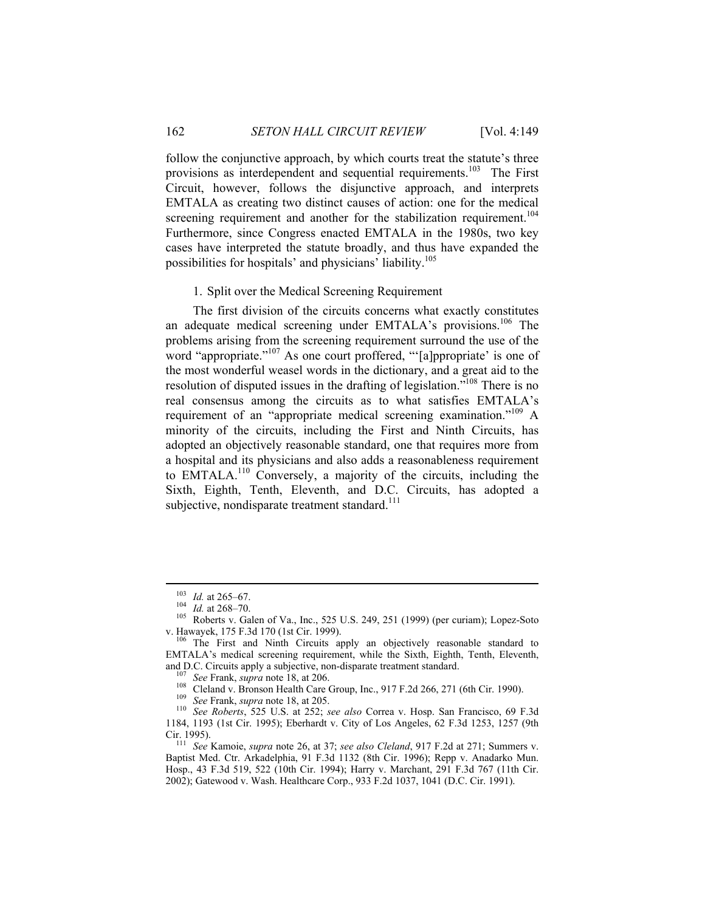follow the conjunctive approach, by which courts treat the statute's three provisions as interdependent and sequential requirements.[103] The First Circuit, however, follows the disjunctive approach, and interprets EMTALA as creating two distinct causes of action: one for the medical screening requirement and another for the stabilization requirement.[104] Furthermore, since Congress enacted EMTALA in the 1980s, two key cases have interpreted the statute broadly, and thus have expanded the possibilities for hospitals' and physicians' liability.[105]

1. Split over the Medical Screening Requirement

The first division of the circuits concerns what exactly constitutes an adequate medical screening under EMTALA's provisions.[106] The problems arising from the screening requirement surround the use of the word "appropriate."[107] As one court proffered, "'[a]ppropriate' is one of the most wonderful weasel words in the dictionary, and a great aid to the resolution of disputed issues in the drafting of legislation."[108] There is no real consensus among the circuits as to what satisfies EMTALA's requirement of an "appropriate medical screening examination."[109] A minority of the circuits, including the First and Ninth Circuits, has adopted an objectively reasonable standard, one that requires more from a hospital and its physicians and also adds a reasonableness requirement to EMTALA.[110] Conversely, a majority of the circuits, including the Sixth, Eighth, Tenth, Eleventh, and D.C. Circuits, has adopted a subjective, nondisparate treatment standard.[111]

---

[103] *Id.* at 265–67.

[104] *Id.* at 268–70.

[105] Roberts v. Galen of Va., Inc., 525 U.S. 249, 251 (1999) (per curiam); Lopez-Soto v. Hawayek, 175 F.3d 170 (1st Cir. 1999).

[106] The First and Ninth Circuits apply an objectively reasonable standard to EMTALA's medical screening requirement, while the Sixth, Eighth, Tenth, Eleventh, and D.C. Circuits apply a subjective, non-disparate treatment standard.

[107] *See* Frank, *supra* note 18, at 206.

[108] Cleland v. Bronson Health Care Group, Inc., 917 F.2d 266, 271 (6th Cir. 1990).

[109] *See* Frank, *supra* note 18, at 205.

[110] *See Roberts*, 525 U.S. at 252; *see also* Correa v. Hosp. San Francisco, 69 F.3d 1184, 1193 (1st Cir. 1995); Eberhardt v. City of Los Angeles, 62 F.3d 1253, 1257 (9th Cir. 1995).

[111] *See* Kamoie, *supra* note 26, at 37; *see also Cleland*, 917 F.2d at 271; Summers v. Baptist Med. Ctr. Arkadelphia, 91 F.3d 1132 (8th Cir. 1996); Repp v. Anadarko Mun. Hosp., 43 F.3d 519, 522 (10th Cir. 1994); Harry v. Marchant, 291 F.3d 767 (11th Cir. 2002); Gatewood v. Wash. Healthcare Corp., 933 F.2d 1037, 1041 (D.C. Cir. 1991).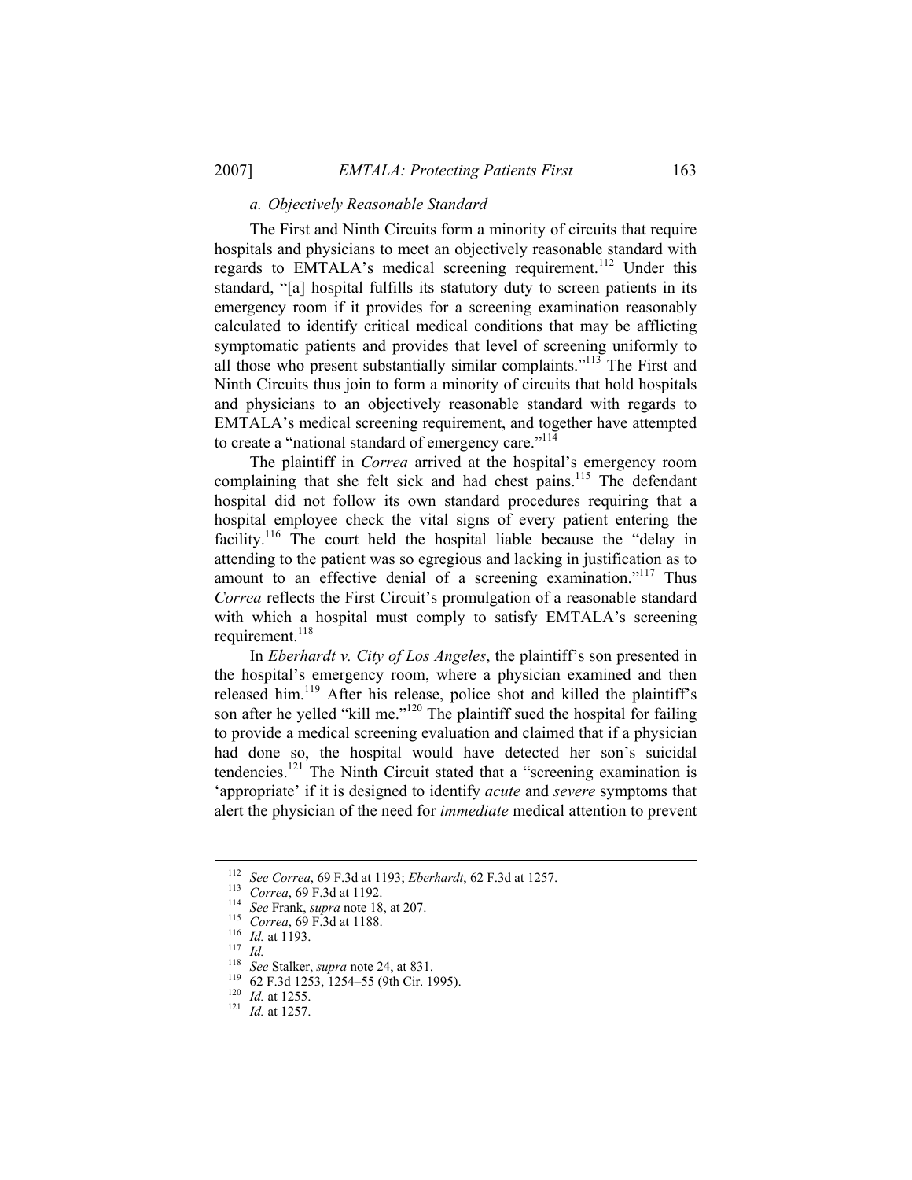### a. Objectively Reasonable Standard

The First and Ninth Circuits form a minority of circuits that require hospitals and physicians to meet an objectively reasonable standard with regards to EMTALA's medical screening requirement.[112] Under this standard, "[a] hospital fulfills its statutory duty to screen patients in its emergency room if it provides for a screening examination reasonably calculated to identify critical medical conditions that may be afflicting symptomatic patients and provides that level of screening uniformly to all those who present substantially similar complaints."[113] The First and Ninth Circuits thus join to form a minority of circuits that hold hospitals and physicians to an objectively reasonable standard with regards to EMTALA's medical screening requirement, and together have attempted to create a "national standard of emergency care."[114]

The plaintiff in *Correa* arrived at the hospital's emergency room complaining that she felt sick and had chest pains.[115] The defendant hospital did not follow its own standard procedures requiring that a hospital employee check the vital signs of every patient entering the facility.[116] The court held the hospital liable because the "delay in attending to the patient was so egregious and lacking in justification as to amount to an effective denial of a screening examination."[117] Thus *Correa* reflects the First Circuit's promulgation of a reasonable standard with which a hospital must comply to satisfy EMTALA's screening requirement.[118]

In *Eberhardt v. City of Los Angeles*, the plaintiff's son presented in the hospital's emergency room, where a physician examined and then released him.[119] After his release, police shot and killed the plaintiff's son after he yelled "kill me."[120] The plaintiff sued the hospital for failing to provide a medical screening evaluation and claimed that if a physician had done so, the hospital would have detected her son's suicidal tendencies.[121] The Ninth Circuit stated that a "screening examination is 'appropriate' if it is designed to identify *acute* and *severe* symptoms that alert the physician of the need for *immediate* medical attention to prevent

---

[112] *See Correa*, 69 F.3d at 1193; *Eberhardt*, 62 F.3d at 1257.

[113] *Correa*, 69 F.3d at 1192.

[114] *See* Frank, *supra* note 18, at 207.

[115] *Correa*, 69 F.3d at 1188.

[116] *Id.* at 1193.

[117] *Id.*

[118] *See* Stalker, *supra* note 24, at 831.

[119] 62 F.3d 1253, 1254–55 (9th Cir. 1995).

[120] *Id.* at 1255.

[121] *Id.* at 1257.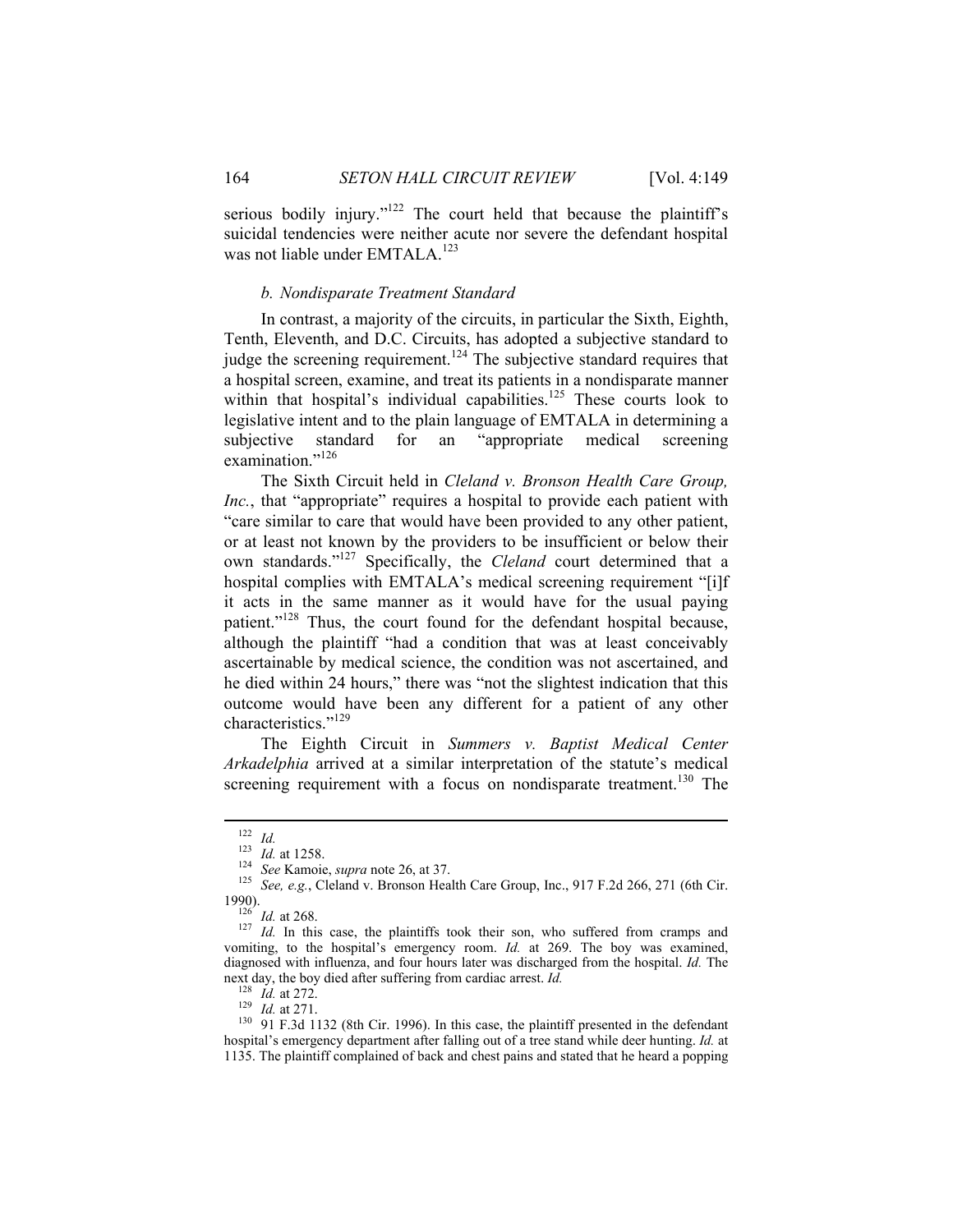serious bodily injury."[122] The court held that because the plaintiff's suicidal tendencies were neither acute nor severe the defendant hospital was not liable under EMTALA.[123]

#### *b. Nondisparate Treatment Standard*

In contrast, a majority of the circuits, in particular the Sixth, Eighth, Tenth, Eleventh, and D.C. Circuits, has adopted a subjective standard to judge the screening requirement.[124] The subjective standard requires that a hospital screen, examine, and treat its patients in a nondisparate manner within that hospital's individual capabilities.[125] These courts look to legislative intent and to the plain language of EMTALA in determining a subjective standard for an "appropriate medical screening examination."[126]

The Sixth Circuit held in *Cleland v. Bronson Health Care Group, Inc.*, that "appropriate" requires a hospital to provide each patient with "care similar to care that would have been provided to any other patient, or at least not known by the providers to be insufficient or below their own standards."[127] Specifically, the *Cleland* court determined that a hospital complies with EMTALA's medical screening requirement "[i]f it acts in the same manner as it would have for the usual paying patient."[128] Thus, the court found for the defendant hospital because, although the plaintiff "had a condition that was at least conceivably ascertainable by medical science, the condition was not ascertained, and he died within 24 hours," there was "not the slightest indication that this outcome would have been any different for a patient of any other characteristics."[129]

The Eighth Circuit in *Summers v. Baptist Medical Center Arkadelphia* arrived at a similar interpretation of the statute's medical screening requirement with a focus on nondisparate treatment.[130] The

---

[122] *Id.*

[123] *Id.* at 1258.

[124] *See* Kamoie, *supra* note 26, at 37.

[125] *See, e.g.*, Cleland v. Bronson Health Care Group, Inc., 917 F.2d 266, 271 (6th Cir. 1990).

[126] *Id.* at 268.

[127] *Id.* In this case, the plaintiffs took their son, who suffered from cramps and vomiting, to the hospital's emergency room. *Id.* at 269. The boy was examined, diagnosed with influenza, and four hours later was discharged from the hospital. *Id.* The next day, the boy died after suffering from cardiac arrest. *Id.*

[128] *Id.* at 272.

[129] *Id.* at 271.

[130] 91 F.3d 1132 (8th Cir. 1996). In this case, the plaintiff presented in the defendant hospital's emergency department after falling out of a tree stand while deer hunting. *Id.* at 1135. The plaintiff complained of back and chest pains and stated that he heard a popping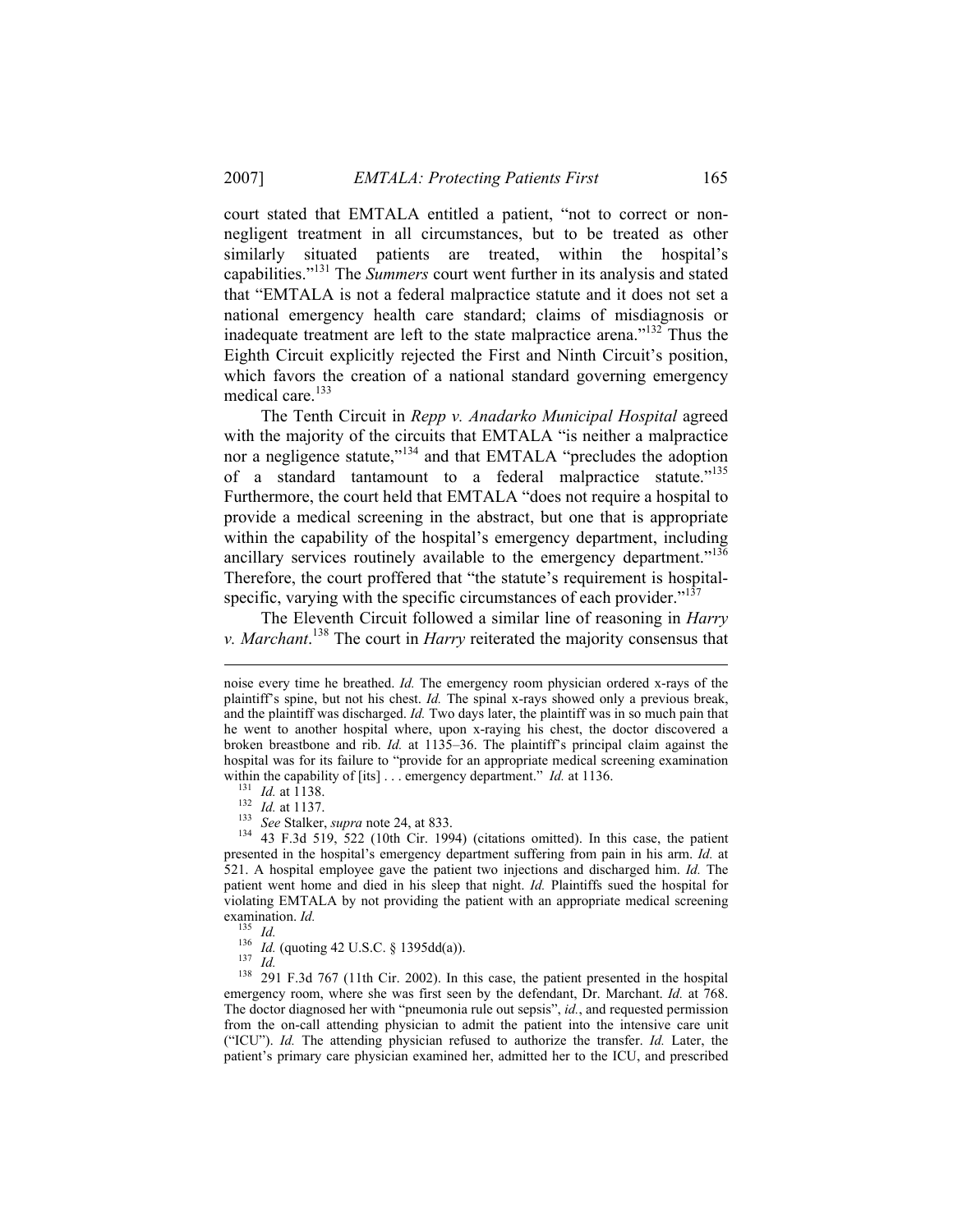court stated that EMTALA entitled a patient, "not to correct or non-negligent treatment in all circumstances, but to be treated as other similarly situated patients are treated, within the hospital's capabilities."[131] The *Summers* court went further in its analysis and stated that "EMTALA is not a federal malpractice statute and it does not set a national emergency health care standard; claims of misdiagnosis or inadequate treatment are left to the state malpractice arena."[132] Thus the Eighth Circuit explicitly rejected the First and Ninth Circuit's position, which favors the creation of a national standard governing emergency medical care.[133]

The Tenth Circuit in *Repp v. Anadarko Municipal Hospital* agreed with the majority of the circuits that EMTALA "is neither a malpractice nor a negligence statute,"[134] and that EMTALA "precludes the adoption of a standard tantamount to a federal malpractice statute."[135] Furthermore, the court held that EMTALA "does not require a hospital to provide a medical screening in the abstract, but one that is appropriate within the capability of the hospital's emergency department, including ancillary services routinely available to the emergency department."[136] Therefore, the court proffered that "the statute's requirement is hospital-specific, varying with the specific circumstances of each provider."[137]

The Eleventh Circuit followed a similar line of reasoning in *Harry v. Marchant*.[138] The court in *Harry* reiterated the majority consensus that

---

noise every time he breathed. *Id.* The emergency room physician ordered x-rays of the plaintiff's spine, but not his chest. *Id.* The spinal x-rays showed only a previous break, and the plaintiff was discharged. *Id.* Two days later, the plaintiff was in so much pain that he went to another hospital where, upon x-raying his chest, the doctor discovered a broken breastbone and rib. *Id.* at 1135–36. The plaintiff's principal claim against the hospital was for its failure to "provide for an appropriate medical screening examination within the capability of [its] . . . emergency department." *Id.* at 1136.

[131] *Id.* at 1138.

[132] *Id.* at 1137.

[133] *See* Stalker, *supra* note 24, at 833.

[134] 43 F.3d 519, 522 (10th Cir. 1994) (citations omitted). In this case, the patient presented in the hospital's emergency department suffering from pain in his arm. *Id.* at 521. A hospital employee gave the patient two injections and discharged him. *Id.* The patient went home and died in his sleep that night. *Id.* Plaintiffs sued the hospital for violating EMTALA by not providing the patient with an appropriate medical screening examination. *Id.*

[135] *Id.*

[136] *Id.* (quoting 42 U.S.C. § 1395dd(a)).

[137] *Id.*

[138] 291 F.3d 767 (11th Cir. 2002). In this case, the patient presented in the hospital emergency room, where she was first seen by the defendant, Dr. Marchant. *Id.* at 768. The doctor diagnosed her with "pneumonia rule out sepsis", *id.*, and requested permission from the on-call attending physician to admit the patient into the intensive care unit ("ICU"). *Id.* The attending physician refused to authorize the transfer. *Id.* Later, the patient's primary care physician examined her, admitted her to the ICU, and prescribed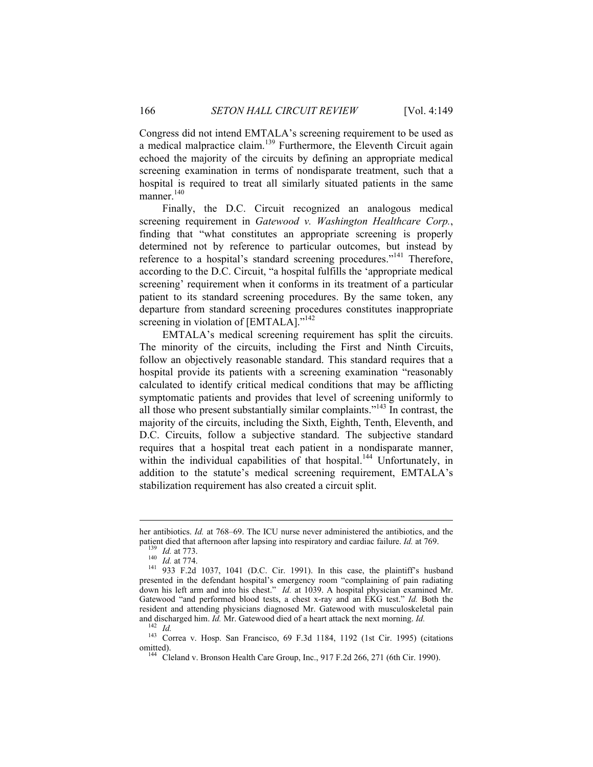Congress did not intend EMTALA's screening requirement to be used as a medical malpractice claim.[139] Furthermore, the Eleventh Circuit again echoed the majority of the circuits by defining an appropriate medical screening examination in terms of nondisparate treatment, such that a hospital is required to treat all similarly situated patients in the same manner.[140]

Finally, the D.C. Circuit recognized an analogous medical screening requirement in *Gatewood v. Washington Healthcare Corp.*, finding that "what constitutes an appropriate screening is properly determined not by reference to particular outcomes, but instead by reference to a hospital's standard screening procedures."[141] Therefore, according to the D.C. Circuit, "a hospital fulfills the 'appropriate medical screening' requirement when it conforms in its treatment of a particular patient to its standard screening procedures. By the same token, any departure from standard screening procedures constitutes inappropriate screening in violation of [EMTALA]."[142]

EMTALA's medical screening requirement has split the circuits. The minority of the circuits, including the First and Ninth Circuits, follow an objectively reasonable standard. This standard requires that a hospital provide its patients with a screening examination "reasonably calculated to identify critical medical conditions that may be afflicting symptomatic patients and provides that level of screening uniformly to all those who present substantially similar complaints."[143] In contrast, the majority of the circuits, including the Sixth, Eighth, Tenth, Eleventh, and D.C. Circuits, follow a subjective standard. The subjective standard requires that a hospital treat each patient in a nondisparate manner, within the individual capabilities of that hospital.[144] Unfortunately, in addition to the statute's medical screening requirement, EMTALA's stabilization requirement has also created a circuit split.

---

her antibiotics. *Id.* at 768–69. The ICU nurse never administered the antibiotics, and the patient died that afternoon after lapsing into respiratory and cardiac failure. *Id.* at 769.

[139] *Id.* at 773.

[140] *Id.* at 774.

[141] 933 F.2d 1037, 1041 (D.C. Cir. 1991). In this case, the plaintiff's husband presented in the defendant hospital's emergency room "complaining of pain radiating down his left arm and into his chest." *Id.* at 1039. A hospital physician examined Mr. Gatewood "and performed blood tests, a chest x-ray and an EKG test." *Id.* Both the resident and attending physicians diagnosed Mr. Gatewood with musculoskeletal pain and discharged him. *Id.* Mr. Gatewood died of a heart attack the next morning. *Id.*

[142] *Id.*

[143] Correa v. Hosp. San Francisco, 69 F.3d 1184, 1192 (1st Cir. 1995) (citations omitted).

[144] Cleland v. Bronson Health Care Group, Inc., 917 F.2d 266, 271 (6th Cir. 1990).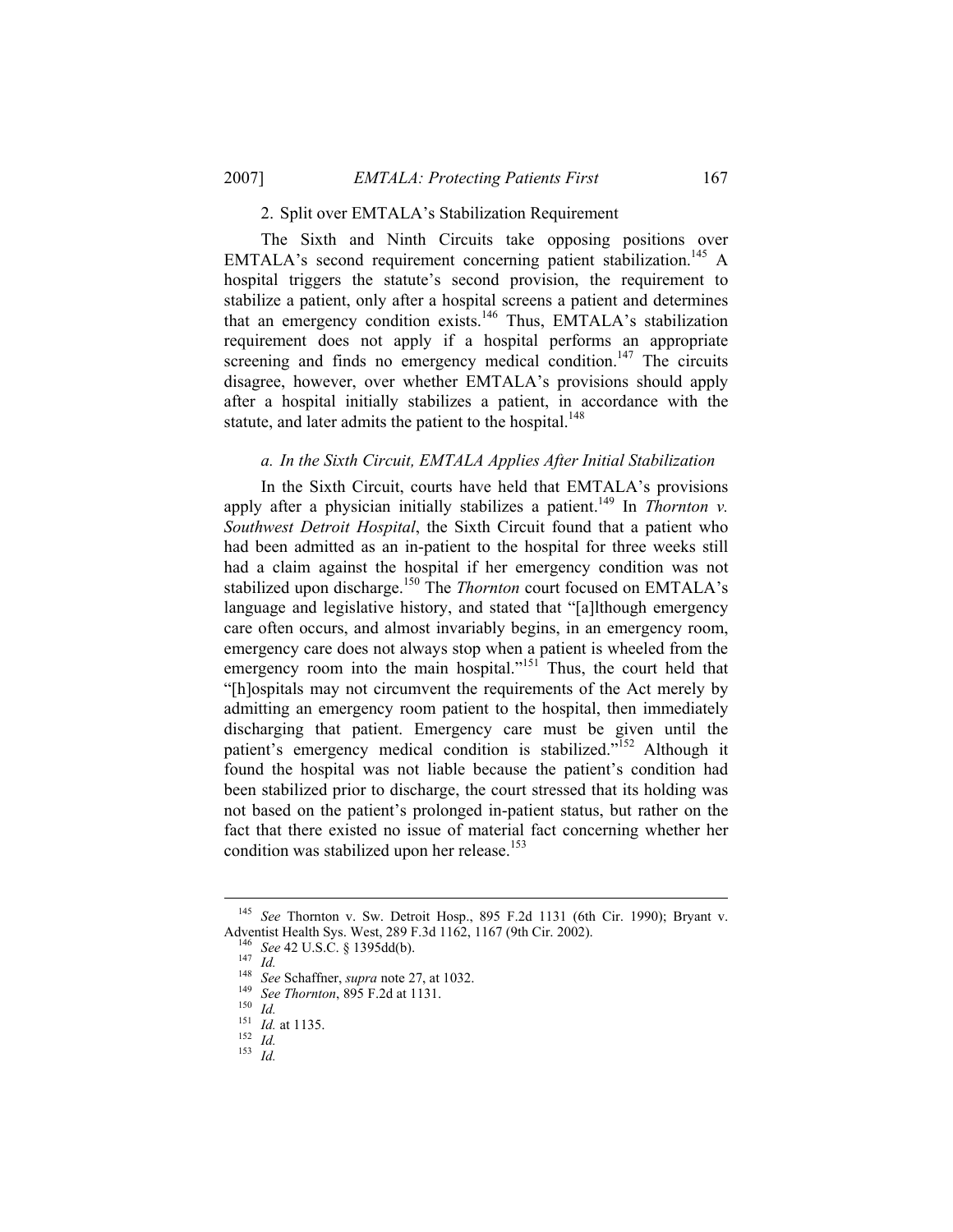### 2. Split over EMTALA's Stabilization Requirement

The Sixth and Ninth Circuits take opposing positions over EMTALA's second requirement concerning patient stabilization.[145] A hospital triggers the statute's second provision, the requirement to stabilize a patient, only after a hospital screens a patient and determines that an emergency condition exists.[146] Thus, EMTALA's stabilization requirement does not apply if a hospital performs an appropriate screening and finds no emergency medical condition.[147] The circuits disagree, however, over whether EMTALA's provisions should apply after a hospital initially stabilizes a patient, in accordance with the statute, and later admits the patient to the hospital.[148]

#### *a. In the Sixth Circuit, EMTALA Applies After Initial Stabilization*

In the Sixth Circuit, courts have held that EMTALA's provisions apply after a physician initially stabilizes a patient.[149] In *Thornton v. Southwest Detroit Hospital*, the Sixth Circuit found that a patient who had been admitted as an in-patient to the hospital for three weeks still had a claim against the hospital if her emergency condition was not stabilized upon discharge.[150] The *Thornton* court focused on EMTALA's language and legislative history, and stated that "[a]lthough emergency care often occurs, and almost invariably begins, in an emergency room, emergency care does not always stop when a patient is wheeled from the emergency room into the main hospital."[151] Thus, the court held that "[h]ospitals may not circumvent the requirements of the Act merely by admitting an emergency room patient to the hospital, then immediately discharging that patient. Emergency care must be given until the patient's emergency medical condition is stabilized."[152] Although it found the hospital was not liable because the patient's condition had been stabilized prior to discharge, the court stressed that its holding was not based on the patient's prolonged in-patient status, but rather on the fact that there existed no issue of material fact concerning whether her condition was stabilized upon her release.[153]

---

[145] *See* Thornton v. Sw. Detroit Hosp., 895 F.2d 1131 (6th Cir. 1990); Bryant v. Adventist Health Sys. West, 289 F.3d 1162, 1167 (9th Cir. 2002).

[146] *See* 42 U.S.C. § 1395dd(b).

[147] *Id.*

[148] *See* Schaffner, *supra* note 27, at 1032.

[149] *See Thornton*, 895 F.2d at 1131.

[150] *Id.*

[151] *Id.* at 1135.

[152] *Id.*

[153] *Id.*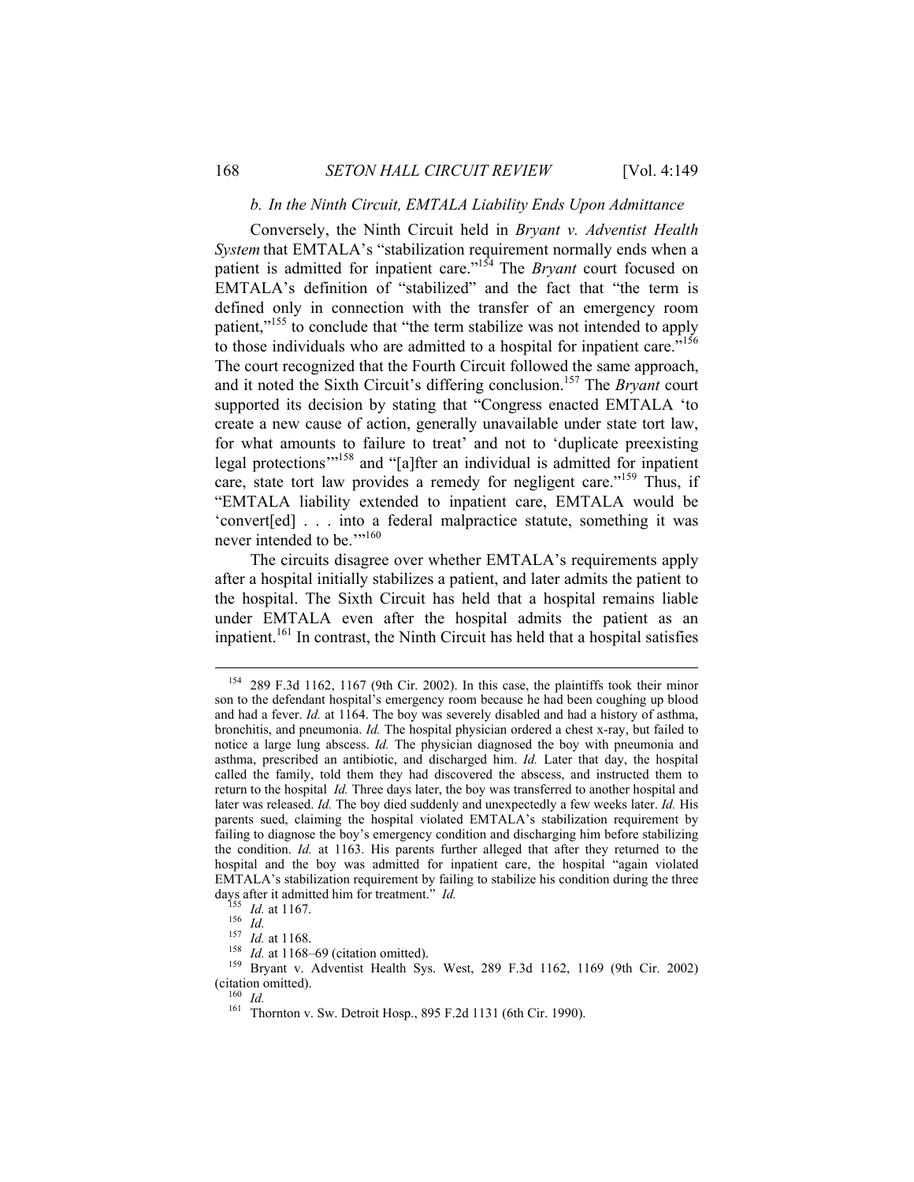#### *b. In the Ninth Circuit, EMTALA Liability Ends Upon Admittance*

Conversely, the Ninth Circuit held in *Bryant v. Adventist Health System* that EMTALA's "stabilization requirement normally ends when a patient is admitted for inpatient care."[154] The *Bryant* court focused on EMTALA's definition of "stabilized" and the fact that "the term is defined only in connection with the transfer of an emergency room patient,"[155] to conclude that "the term stabilize was not intended to apply to those individuals who are admitted to a hospital for inpatient care."[156] The court recognized that the Fourth Circuit followed the same approach, and it noted the Sixth Circuit's differing conclusion.[157] The *Bryant* court supported its decision by stating that "Congress enacted EMTALA 'to create a new cause of action, generally unavailable under state tort law, for what amounts to failure to treat' and not to 'duplicate preexisting legal protections'"[158] and "[a]fter an individual is admitted for inpatient care, state tort law provides a remedy for negligent care."[159] Thus, if "EMTALA liability extended to inpatient care, EMTALA would be 'convert[ed] . . . into a federal malpractice statute, something it was never intended to be.'"[160]

The circuits disagree over whether EMTALA's requirements apply after a hospital initially stabilizes a patient, and later admits the patient to the hospital. The Sixth Circuit has held that a hospital remains liable under EMTALA even after the hospital admits the patient as an inpatient.[161] In contrast, the Ninth Circuit has held that a hospital satisfies

---

[154] 289 F.3d 1162, 1167 (9th Cir. 2002). In this case, the plaintiffs took their minor son to the defendant hospital's emergency room because he had been coughing up blood and had a fever. *Id.* at 1164. The boy was severely disabled and had a history of asthma, bronchitis, and pneumonia. *Id.* The hospital physician ordered a chest x-ray, but failed to notice a large lung abscess. *Id.* The physician diagnosed the boy with pneumonia and asthma, prescribed an antibiotic, and discharged him. *Id.* Later that day, the hospital called the family, told them they had discovered the abscess, and instructed them to return to the hospital *Id.* Three days later, the boy was transferred to another hospital and later was released. *Id.* The boy died suddenly and unexpectedly a few weeks later. *Id.* His parents sued, claiming the hospital violated EMTALA's stabilization requirement by failing to diagnose the boy's emergency condition and discharging him before stabilizing the condition. *Id.* at 1163. His parents further alleged that after they returned to the hospital and the boy was admitted for inpatient care, the hospital "again violated EMTALA's stabilization requirement by failing to stabilize his condition during the three days after it admitted him for treatment." *Id.*

[155] *Id.* at 1167.

[156] *Id.*

[157] *Id.* at 1168.

[158] *Id.* at 1168–69 (citation omitted).

[159] Bryant v. Adventist Health Sys. West, 289 F.3d 1162, 1169 (9th Cir. 2002) (citation omitted).

[160] *Id.*

[161] Thornton v. Sw. Detroit Hosp., 895 F.2d 1131 (6th Cir. 1990).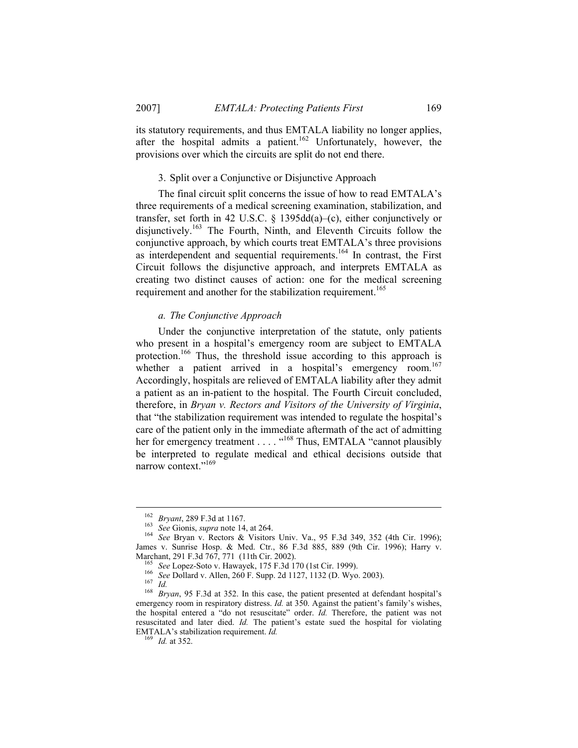its statutory requirements, and thus EMTALA liability no longer applies, after the hospital admits a patient.[162] Unfortunately, however, the provisions over which the circuits are split do not end there.

### 3. Split over a Conjunctive or Disjunctive Approach

The final circuit split concerns the issue of how to read EMTALA's three requirements of a medical screening examination, stabilization, and transfer, set forth in 42 U.S.C. § 1395dd(a)–(c), either conjunctively or disjunctively.[163] The Fourth, Ninth, and Eleventh Circuits follow the conjunctive approach, by which courts treat EMTALA's three provisions as interdependent and sequential requirements.[164] In contrast, the First Circuit follows the disjunctive approach, and interprets EMTALA as creating two distinct causes of action: one for the medical screening requirement and another for the stabilization requirement.[165]

#### *a. The Conjunctive Approach*

Under the conjunctive interpretation of the statute, only patients who present in a hospital's emergency room are subject to EMTALA protection.[166] Thus, the threshold issue according to this approach is whether a patient arrived in a hospital's emergency room.[167] Accordingly, hospitals are relieved of EMTALA liability after they admit a patient as an in-patient to the hospital. The Fourth Circuit concluded, therefore, in *Bryan v. Rectors and Visitors of the University of Virginia*, that "the stabilization requirement was intended to regulate the hospital's care of the patient only in the immediate aftermath of the act of admitting her for emergency treatment . . . . "[168] Thus, EMTALA "cannot plausibly be interpreted to regulate medical and ethical decisions outside that narrow context."[169]

---

[162] *Bryant*, 289 F.3d at 1167.

[163] *See* Gionis, *supra* note 14, at 264.

[164] *See* Bryan v. Rectors & Visitors Univ. Va., 95 F.3d 349, 352 (4th Cir. 1996); James v. Sunrise Hosp. & Med. Ctr., 86 F.3d 885, 889 (9th Cir. 1996); Harry v. Marchant, 291 F.3d 767, 771 (11th Cir. 2002).

[165] *See* Lopez-Soto v. Hawayek, 175 F.3d 170 (1st Cir. 1999).

[166] *See* Dollard v. Allen, 260 F. Supp. 2d 1127, 1132 (D. Wyo. 2003).

[167] *Id.*

[168] *Bryan*, 95 F.3d at 352. In this case, the patient presented at defendant hospital's emergency room in respiratory distress. *Id.* at 350. Against the patient's family's wishes, the hospital entered a "do not resuscitate" order. *Id.* Therefore, the patient was not resuscitated and later died. *Id.* The patient's estate sued the hospital for violating EMTALA's stabilization requirement. *Id.*

[169] *Id.* at 352.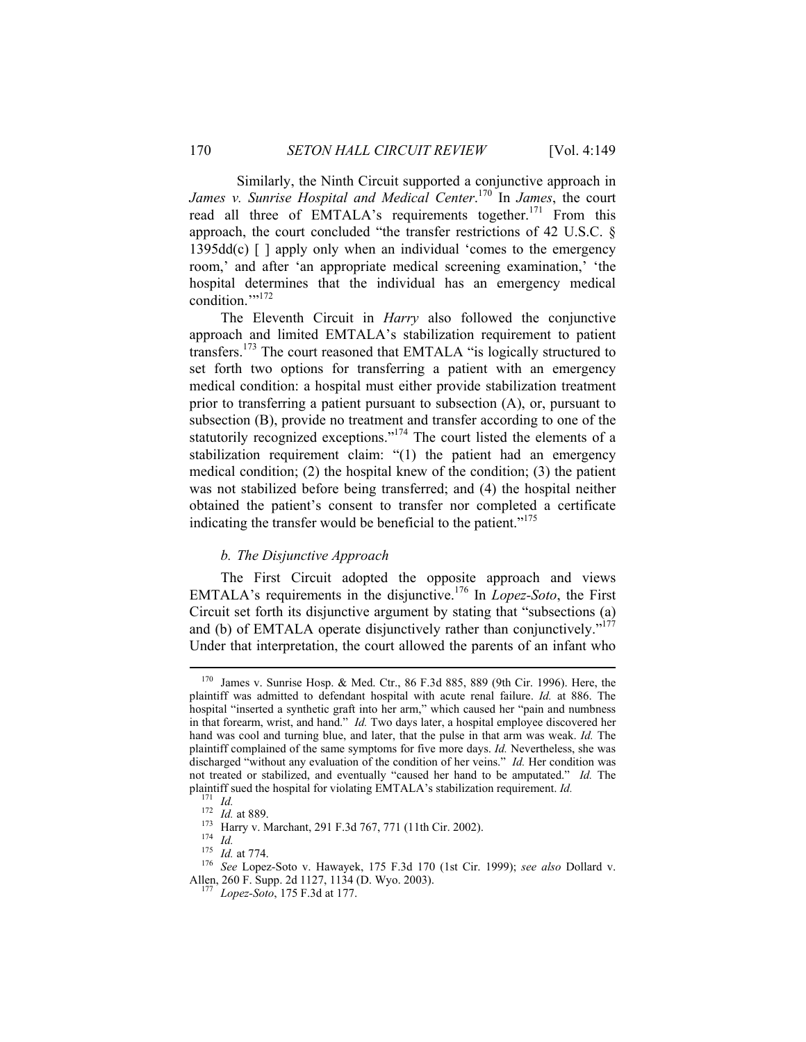Similarly, the Ninth Circuit supported a conjunctive approach in *James v. Sunrise Hospital and Medical Center*.[170] In *James*, the court read all three of EMTALA's requirements together.[171] From this approach, the court concluded "the transfer restrictions of 42 U.S.C. § 1395dd(c) [ ] apply only when an individual 'comes to the emergency room,' and after 'an appropriate medical screening examination,' 'the hospital determines that the individual has an emergency medical condition.'"[172]

The Eleventh Circuit in *Harry* also followed the conjunctive approach and limited EMTALA's stabilization requirement to patient transfers.[173] The court reasoned that EMTALA "is logically structured to set forth two options for transferring a patient with an emergency medical condition: a hospital must either provide stabilization treatment prior to transferring a patient pursuant to subsection (A), or, pursuant to subsection (B), provide no treatment and transfer according to one of the statutorily recognized exceptions."[174] The court listed the elements of a stabilization requirement claim: "(1) the patient had an emergency medical condition; (2) the hospital knew of the condition; (3) the patient was not stabilized before being transferred; and (4) the hospital neither obtained the patient's consent to transfer nor completed a certificate indicating the transfer would be beneficial to the patient."[175]

#### *b. The Disjunctive Approach*

The First Circuit adopted the opposite approach and views EMTALA's requirements in the disjunctive.[176] In *Lopez-Soto*, the First Circuit set forth its disjunctive argument by stating that "subsections (a) and (b) of EMTALA operate disjunctively rather than conjunctively."[177] Under that interpretation, the court allowed the parents of an infant who

---

[170] James v. Sunrise Hosp. & Med. Ctr., 86 F.3d 885, 889 (9th Cir. 1996). Here, the plaintiff was admitted to defendant hospital with acute renal failure. *Id.* at 886. The hospital "inserted a synthetic graft into her arm," which caused her "pain and numbness in that forearm, wrist, and hand." *Id.* Two days later, a hospital employee discovered her hand was cool and turning blue, and later, that the pulse in that arm was weak. *Id.* The plaintiff complained of the same symptoms for five more days. *Id.* Nevertheless, she was discharged "without any evaluation of the condition of her veins." *Id.* Her condition was not treated or stabilized, and eventually "caused her hand to be amputated." *Id.* The plaintiff sued the hospital for violating EMTALA's stabilization requirement. *Id.*

[171] *Id.*

[172] *Id.* at 889.

[173] Harry v. Marchant, 291 F.3d 767, 771 (11th Cir. 2002).

[174] *Id.*

[175] *Id.* at 774.

[176] *See* Lopez-Soto v. Hawayek, 175 F.3d 170 (1st Cir. 1999); *see also* Dollard v. Allen, 260 F. Supp. 2d 1127, 1134 (D. Wyo. 2003).

[177] *Lopez-Soto*, 175 F.3d at 177.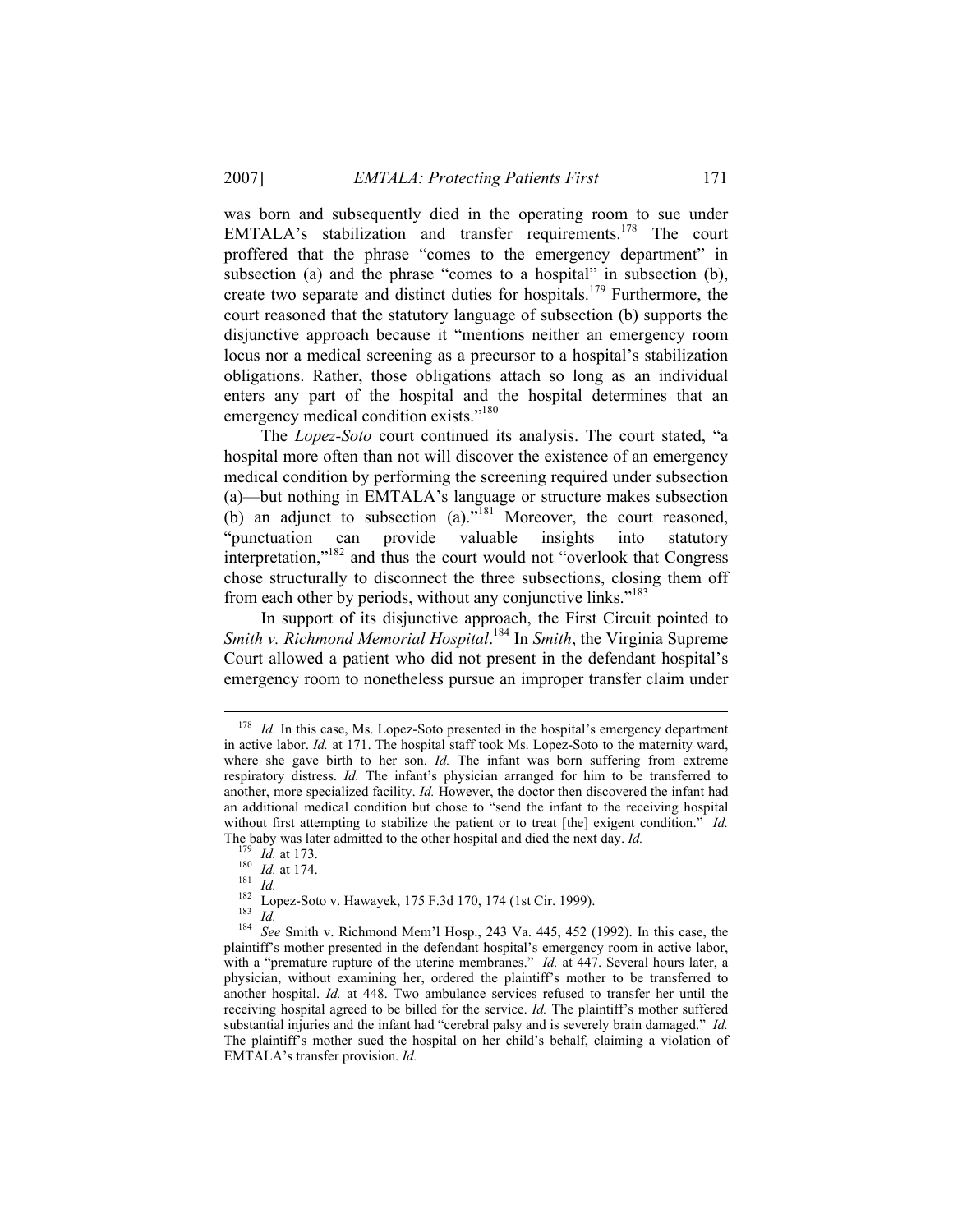was born and subsequently died in the operating room to sue under EMTALA's stabilization and transfer requirements.[178] The court proffered that the phrase "comes to the emergency department" in subsection (a) and the phrase "comes to a hospital" in subsection (b), create two separate and distinct duties for hospitals.[179] Furthermore, the court reasoned that the statutory language of subsection (b) supports the disjunctive approach because it "mentions neither an emergency room locus nor a medical screening as a precursor to a hospital's stabilization obligations. Rather, those obligations attach so long as an individual enters any part of the hospital and the hospital determines that an emergency medical condition exists."[180]

The *Lopez-Soto* court continued its analysis. The court stated, "a hospital more often than not will discover the existence of an emergency medical condition by performing the screening required under subsection (a)—but nothing in EMTALA's language or structure makes subsection (b) an adjunct to subsection (a)."[181] Moreover, the court reasoned, "punctuation can provide valuable insights into statutory interpretation,"[182] and thus the court would not "overlook that Congress chose structurally to disconnect the three subsections, closing them off from each other by periods, without any conjunctive links."[183]

In support of its disjunctive approach, the First Circuit pointed to *Smith v. Richmond Memorial Hospital*.[184] In *Smith*, the Virginia Supreme Court allowed a patient who did not present in the defendant hospital's emergency room to nonetheless pursue an improper transfer claim under

---

[178] *Id.* In this case, Ms. Lopez-Soto presented in the hospital's emergency department in active labor. *Id.* at 171. The hospital staff took Ms. Lopez-Soto to the maternity ward, where she gave birth to her son. *Id.* The infant was born suffering from extreme respiratory distress. *Id.* The infant's physician arranged for him to be transferred to another, more specialized facility. *Id.* However, the doctor then discovered the infant had an additional medical condition but chose to "send the infant to the receiving hospital without first attempting to stabilize the patient or to treat [the] exigent condition." *Id.* The baby was later admitted to the other hospital and died the next day. *Id.*

[179] *Id.* at 173.

[180] *Id.* at 174.

[181] *Id.*

[182] Lopez-Soto v. Hawayek, 175 F.3d 170, 174 (1st Cir. 1999).

[183] *Id.*

[184] *See* Smith v. Richmond Mem'l Hosp., 243 Va. 445, 452 (1992). In this case, the plaintiff's mother presented in the defendant hospital's emergency room in active labor, with a "premature rupture of the uterine membranes." *Id.* at 447. Several hours later, a physician, without examining her, ordered the plaintiff's mother to be transferred to another hospital. *Id.* at 448. Two ambulance services refused to transfer her until the receiving hospital agreed to be billed for the service. *Id.* The plaintiff's mother suffered substantial injuries and the infant had "cerebral palsy and is severely brain damaged." *Id.* The plaintiff's mother sued the hospital on her child's behalf, claiming a violation of EMTALA's transfer provision. *Id.*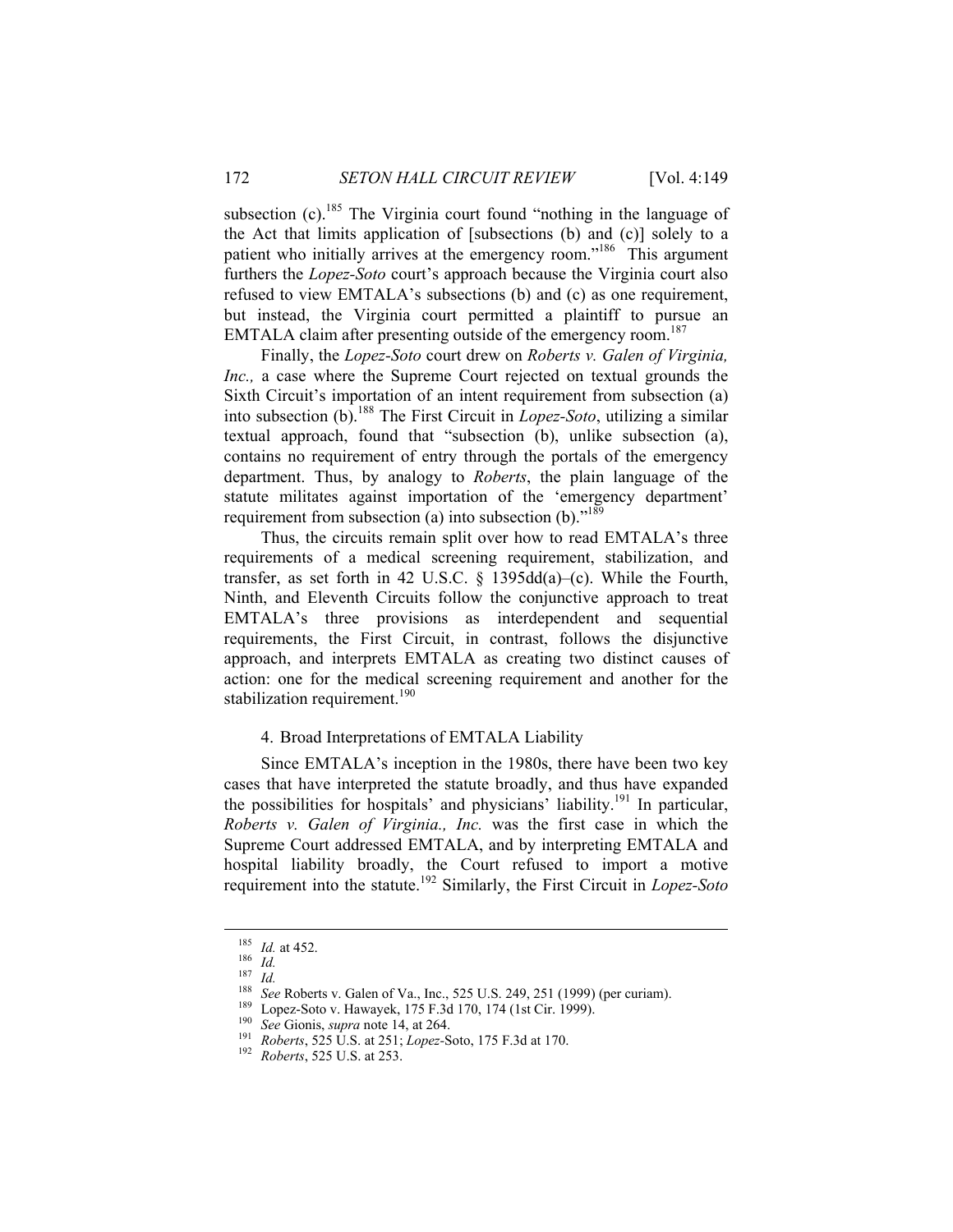subsection (c).[185] The Virginia court found "nothing in the language of the Act that limits application of [subsections (b) and (c)] solely to a patient who initially arrives at the emergency room."[186] This argument furthers the *Lopez-Soto* court's approach because the Virginia court also refused to view EMTALA's subsections (b) and (c) as one requirement, but instead, the Virginia court permitted a plaintiff to pursue an EMTALA claim after presenting outside of the emergency room.[187]

Finally, the *Lopez-Soto* court drew on *Roberts v. Galen of Virginia, Inc.,* a case where the Supreme Court rejected on textual grounds the Sixth Circuit's importation of an intent requirement from subsection (a) into subsection (b).[188] The First Circuit in *Lopez-Soto*, utilizing a similar textual approach, found that "subsection (b), unlike subsection (a), contains no requirement of entry through the portals of the emergency department. Thus, by analogy to *Roberts*, the plain language of the statute militates against importation of the 'emergency department' requirement from subsection (a) into subsection (b)."[189]

Thus, the circuits remain split over how to read EMTALA's three requirements of a medical screening requirement, stabilization, and transfer, as set forth in 42 U.S.C. § 1395dd(a)–(c). While the Fourth, Ninth, and Eleventh Circuits follow the conjunctive approach to treat EMTALA's three provisions as interdependent and sequential requirements, the First Circuit, in contrast, follows the disjunctive approach, and interprets EMTALA as creating two distinct causes of action: one for the medical screening requirement and another for the stabilization requirement.[190]

#### 4. Broad Interpretations of EMTALA Liability

Since EMTALA's inception in the 1980s, there have been two key cases that have interpreted the statute broadly, and thus have expanded the possibilities for hospitals' and physicians' liability.[191] In particular, *Roberts v. Galen of Virginia., Inc.* was the first case in which the Supreme Court addressed EMTALA, and by interpreting EMTALA and hospital liability broadly, the Court refused to import a motive requirement into the statute.[192] Similarly, the First Circuit in *Lopez-Soto*

---

[185] *Id.* at 452.
[186] *Id.*
[187] *Id.*
[188] *See* Roberts v. Galen of Va., Inc., 525 U.S. 249, 251 (1999) (per curiam).
[189] Lopez-Soto v. Hawayek, 175 F.3d 170, 174 (1st Cir. 1999).
[190] *See* Gionis, *supra* note 14, at 264.
[191] *Roberts*, 525 U.S. at 251; *Lopez*-Soto, 175 F.3d at 170.
[192] *Roberts*, 525 U.S. at 253.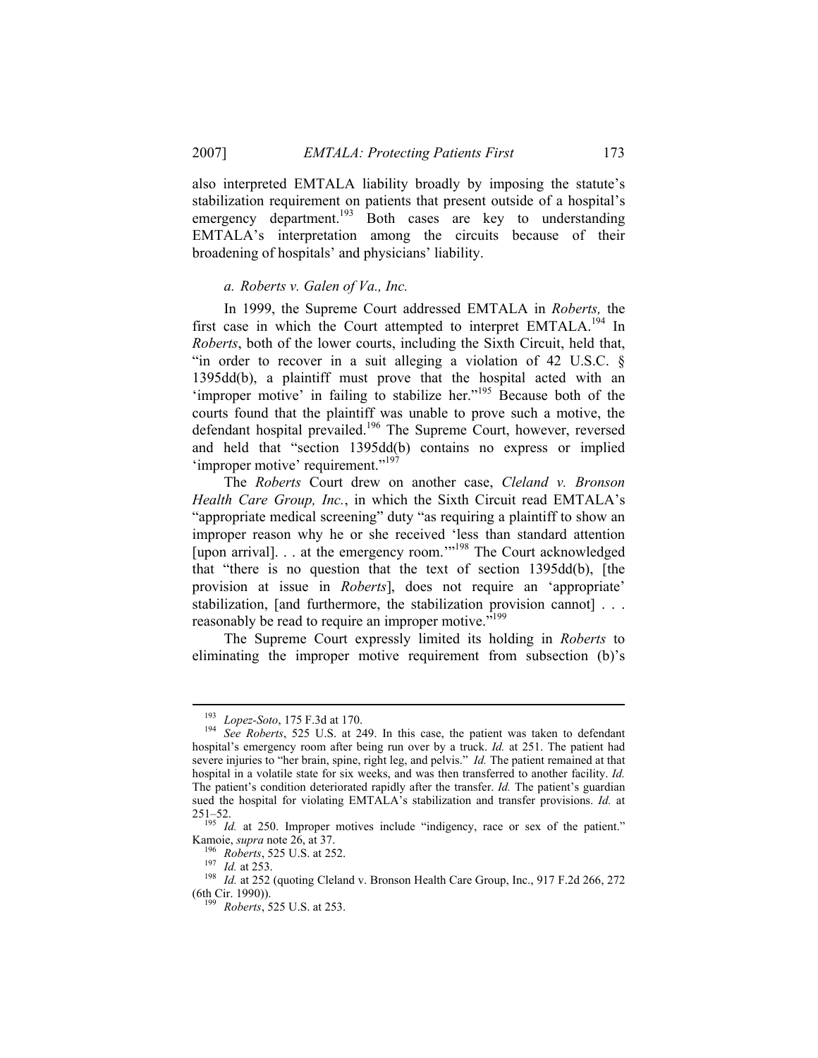also interpreted EMTALA liability broadly by imposing the statute's stabilization requirement on patients that present outside of a hospital's emergency department.[193] Both cases are key to understanding EMTALA's interpretation among the circuits because of their broadening of hospitals' and physicians' liability.

*a. Roberts v. Galen of Va., Inc.*

In 1999, the Supreme Court addressed EMTALA in *Roberts,* the first case in which the Court attempted to interpret EMTALA.[194] In *Roberts*, both of the lower courts, including the Sixth Circuit, held that, "in order to recover in a suit alleging a violation of 42 U.S.C. § 1395dd(b), a plaintiff must prove that the hospital acted with an 'improper motive' in failing to stabilize her."[195] Because both of the courts found that the plaintiff was unable to prove such a motive, the defendant hospital prevailed.[196] The Supreme Court, however, reversed and held that "section 1395dd(b) contains no express or implied 'improper motive' requirement."[197]

The *Roberts* Court drew on another case, *Cleland v. Bronson Health Care Group, Inc.*, in which the Sixth Circuit read EMTALA's "appropriate medical screening" duty "as requiring a plaintiff to show an improper reason why he or she received 'less than standard attention [upon arrival]. . . at the emergency room.'"[198] The Court acknowledged that "there is no question that the text of section 1395dd(b), [the provision at issue in *Roberts*], does not require an 'appropriate' stabilization, [and furthermore, the stabilization provision cannot] . . . reasonably be read to require an improper motive."[199]

The Supreme Court expressly limited its holding in *Roberts* to eliminating the improper motive requirement from subsection (b)'s

---

[193] *Lopez-Soto*, 175 F.3d at 170.

[194] *See Roberts*, 525 U.S. at 249. In this case, the patient was taken to defendant hospital's emergency room after being run over by a truck. *Id.* at 251. The patient had severe injuries to "her brain, spine, right leg, and pelvis." *Id.* The patient remained at that hospital in a volatile state for six weeks, and was then transferred to another facility. *Id.* The patient's condition deteriorated rapidly after the transfer. *Id.* The patient's guardian sued the hospital for violating EMTALA's stabilization and transfer provisions. *Id.* at 251–52.

[195] *Id.* at 250. Improper motives include "indigency, race or sex of the patient." Kamoie, *supra* note 26, at 37.

[196] *Roberts*, 525 U.S. at 252.

[197] *Id.* at 253.

[198] *Id.* at 252 (quoting Cleland v. Bronson Health Care Group, Inc., 917 F.2d 266, 272 (6th Cir. 1990)).

[199] *Roberts*, 525 U.S. at 253.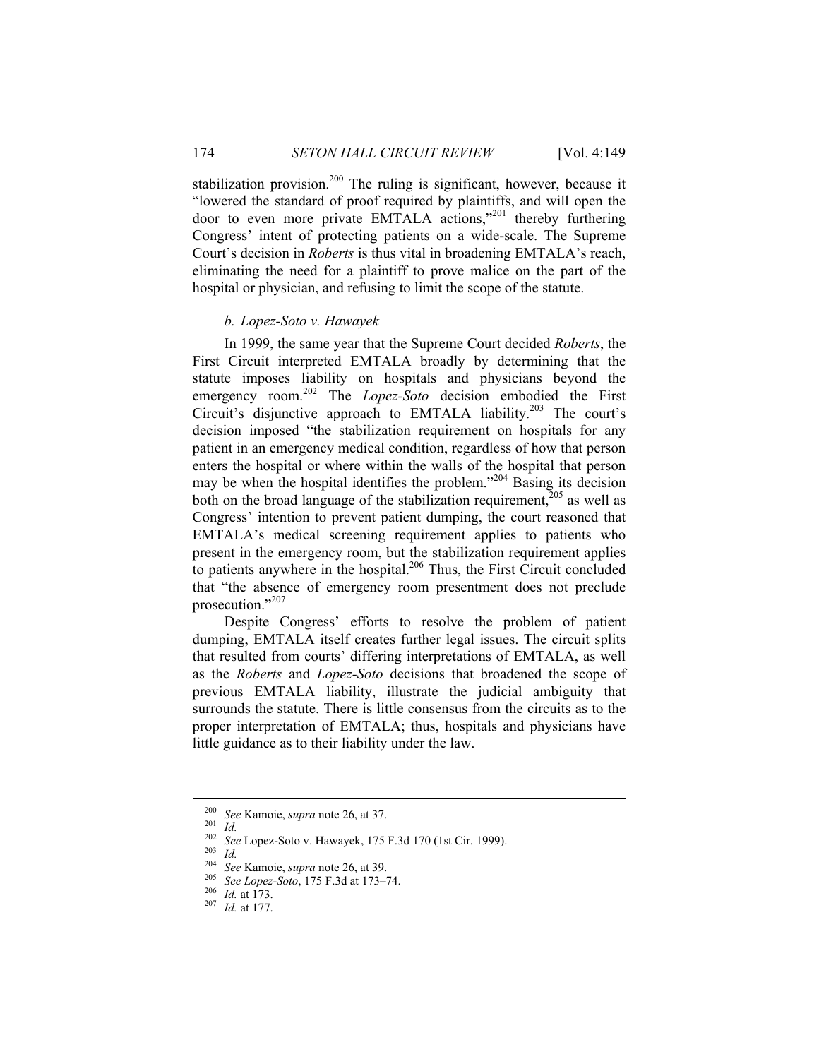stabilization provision.[200] The ruling is significant, however, because it "lowered the standard of proof required by plaintiffs, and will open the door to even more private EMTALA actions,"[201] thereby furthering Congress' intent of protecting patients on a wide-scale. The Supreme Court's decision in *Roberts* is thus vital in broadening EMTALA's reach, eliminating the need for a plaintiff to prove malice on the part of the hospital or physician, and refusing to limit the scope of the statute.

#### *b. Lopez-Soto v. Hawayek*

In 1999, the same year that the Supreme Court decided *Roberts*, the First Circuit interpreted EMTALA broadly by determining that the statute imposes liability on hospitals and physicians beyond the emergency room.[202] The *Lopez-Soto* decision embodied the First Circuit's disjunctive approach to EMTALA liability.[203] The court's decision imposed "the stabilization requirement on hospitals for any patient in an emergency medical condition, regardless of how that person enters the hospital or where within the walls of the hospital that person may be when the hospital identifies the problem."[204] Basing its decision both on the broad language of the stabilization requirement,[205] as well as Congress' intention to prevent patient dumping, the court reasoned that EMTALA's medical screening requirement applies to patients who present in the emergency room, but the stabilization requirement applies to patients anywhere in the hospital.[206] Thus, the First Circuit concluded that "the absence of emergency room presentment does not preclude prosecution."[207]

Despite Congress' efforts to resolve the problem of patient dumping, EMTALA itself creates further legal issues. The circuit splits that resulted from courts' differing interpretations of EMTALA, as well as the *Roberts* and *Lopez-Soto* decisions that broadened the scope of previous EMTALA liability, illustrate the judicial ambiguity that surrounds the statute. There is little consensus from the circuits as to the proper interpretation of EMTALA; thus, hospitals and physicians have little guidance as to their liability under the law.

---

[200] *See* Kamoie, *supra* note 26, at 37.
[201] *Id.*
[202] *See* Lopez-Soto v. Hawayek, 175 F.3d 170 (1st Cir. 1999).
[203] *Id.*
[204] *See* Kamoie, *supra* note 26, at 39.
[205] *See Lopez-Soto*, 175 F.3d at 173–74.
[206] *Id.* at 173.
[207] *Id.* at 177.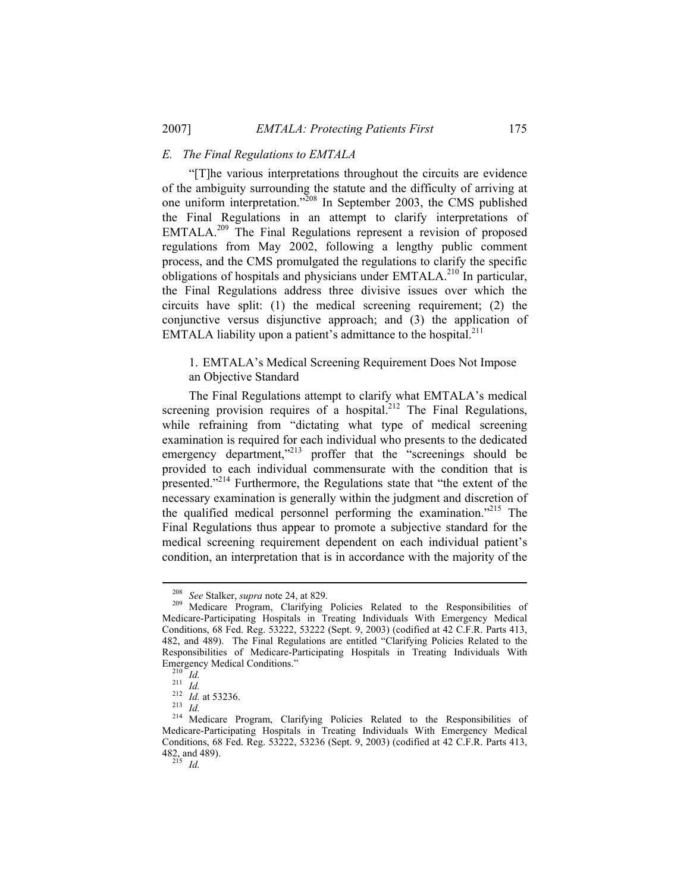### *E. The Final Regulations to EMTALA*

"[T]he various interpretations throughout the circuits are evidence of the ambiguity surrounding the statute and the difficulty of arriving at one uniform interpretation."[208] In September 2003, the CMS published the Final Regulations in an attempt to clarify interpretations of EMTALA.[209] The Final Regulations represent a revision of proposed regulations from May 2002, following a lengthy public comment process, and the CMS promulgated the regulations to clarify the specific obligations of hospitals and physicians under EMTALA.[210] In particular, the Final Regulations address three divisive issues over which the circuits have split: (1) the medical screening requirement; (2) the conjunctive versus disjunctive approach; and (3) the application of EMTALA liability upon a patient's admittance to the hospital.[211]

#### 1. EMTALA's Medical Screening Requirement Does Not Impose an Objective Standard

The Final Regulations attempt to clarify what EMTALA's medical screening provision requires of a hospital.[212] The Final Regulations, while refraining from "dictating what type of medical screening examination is required for each individual who presents to the dedicated emergency department,"[213] proffer that the "screenings should be provided to each individual commensurate with the condition that is presented."[214] Furthermore, the Regulations state that "the extent of the necessary examination is generally within the judgment and discretion of the qualified medical personnel performing the examination."[215] The Final Regulations thus appear to promote a subjective standard for the medical screening requirement dependent on each individual patient's condition, an interpretation that is in accordance with the majority of the

---

[208] *See* Stalker, *supra* note 24, at 829.

[209] Medicare Program, Clarifying Policies Related to the Responsibilities of Medicare-Participating Hospitals in Treating Individuals With Emergency Medical Conditions, 68 Fed. Reg. 53222, 53222 (Sept. 9, 2003) (codified at 42 C.F.R. Parts 413, 482, and 489). The Final Regulations are entitled "Clarifying Policies Related to the Responsibilities of Medicare-Participating Hospitals in Treating Individuals With Emergency Medical Conditions."

[210] *Id.*

[211] *Id.*

[212] *Id.* at 53236.

[213] *Id.*

[214] Medicare Program, Clarifying Policies Related to the Responsibilities of Medicare-Participating Hospitals in Treating Individuals With Emergency Medical Conditions, 68 Fed. Reg. 53222, 53236 (Sept. 9, 2003) (codified at 42 C.F.R. Parts 413, 482, and 489).

[215] *Id.*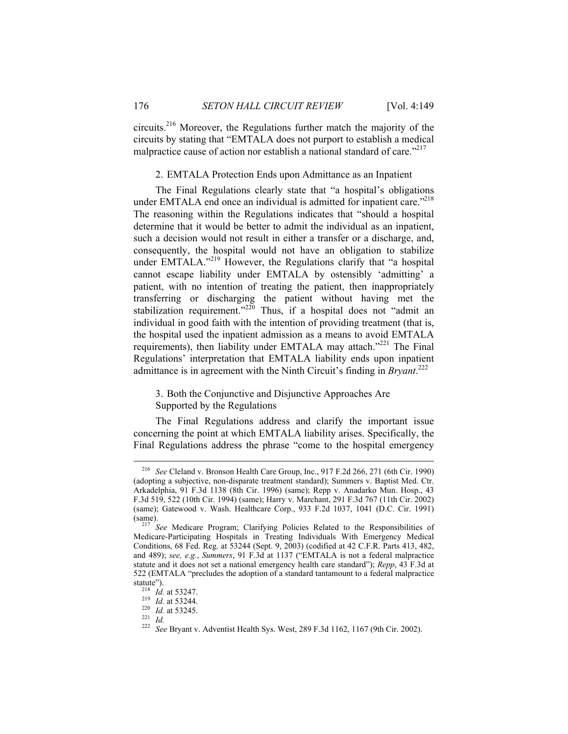circuits.[216] Moreover, the Regulations further match the majority of the circuits by stating that "EMTALA does not purport to establish a medical malpractice cause of action nor establish a national standard of care."[217]

### 2. EMTALA Protection Ends upon Admittance as an Inpatient

The Final Regulations clearly state that "a hospital's obligations under EMTALA end once an individual is admitted for inpatient care."[218] The reasoning within the Regulations indicates that "should a hospital determine that it would be better to admit the individual as an inpatient, such a decision would not result in either a transfer or a discharge, and, consequently, the hospital would not have an obligation to stabilize under EMTALA."[219] However, the Regulations clarify that "a hospital cannot escape liability under EMTALA by ostensibly 'admitting' a patient, with no intention of treating the patient, then inappropriately transferring or discharging the patient without having met the stabilization requirement."[220] Thus, if a hospital does not "admit an individual in good faith with the intention of providing treatment (that is, the hospital used the inpatient admission as a means to avoid EMTALA requirements), then liability under EMTALA may attach."[221] The Final Regulations' interpretation that EMTALA liability ends upon inpatient admittance is in agreement with the Ninth Circuit's finding in *Bryant*.[222]

### 3. Both the Conjunctive and Disjunctive Approaches Are Supported by the Regulations

The Final Regulations address and clarify the important issue concerning the point at which EMTALA liability arises. Specifically, the Final Regulations address the phrase "come to the hospital emergency

---

[216] *See* Cleland v. Bronson Health Care Group, Inc., 917 F.2d 266, 271 (6th Cir. 1990) (adopting a subjective, non-disparate treatment standard); Summers v. Baptist Med. Ctr. Arkadelphia, 91 F.3d 1138 (8th Cir. 1996) (same); Repp v. Anadarko Mun. Hosp., 43 F.3d 519, 522 (10th Cir. 1994) (same); Harry v. Marchant, 291 F.3d 767 (11th Cir. 2002) (same); Gatewood v. Wash. Healthcare Corp., 933 F.2d 1037, 1041 (D.C. Cir. 1991) (same).

[217] *See* Medicare Program; Clarifying Policies Related to the Responsibilities of Medicare-Participating Hospitals in Treating Individuals With Emergency Medical Conditions, 68 Fed. Reg. at 53244 (Sept. 9, 2003) (codified at 42 C.F.R. Parts 413, 482, and 489); *see, e.g.*, *Summers*, 91 F.3d at 1137 ("EMTALA is not a federal malpractice statute and it does not set a national emergency health care standard"); *Repp*, 43 F.3d at 522 (EMTALA "precludes the adoption of a standard tantamount to a federal malpractice statute").

[218] *Id.* at 53247.

[219] *Id.* at 53244.

[220] *Id.* at 53245.

[221] *Id.*

[222] *See* Bryant v. Adventist Health Sys. West, 289 F.3d 1162, 1167 (9th Cir. 2002).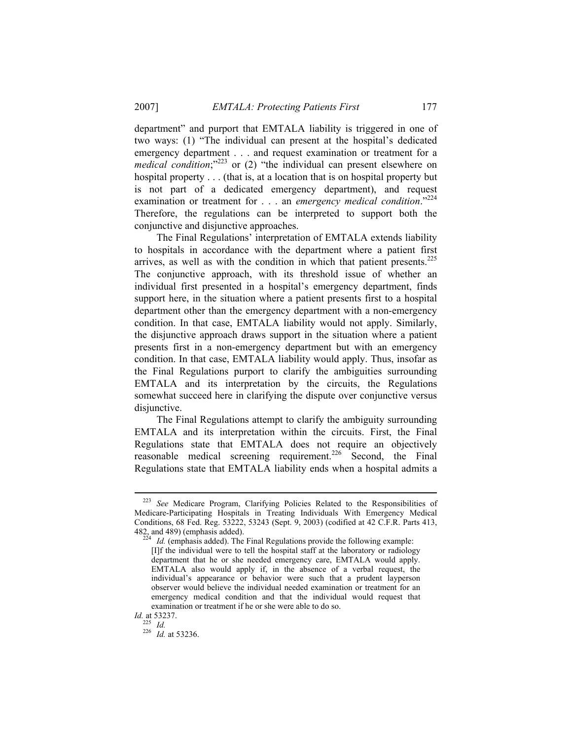department" and purport that EMTALA liability is triggered in one of two ways: (1) "The individual can present at the hospital's dedicated emergency department . . . and request examination or treatment for a *medical condition*;"[223] or (2) "the individual can present elsewhere on hospital property . . . (that is, at a location that is on hospital property but is not part of a dedicated emergency department), and request examination or treatment for . . . an *emergency medical condition*."[224] Therefore, the regulations can be interpreted to support both the conjunctive and disjunctive approaches.

The Final Regulations' interpretation of EMTALA extends liability to hospitals in accordance with the department where a patient first arrives, as well as with the condition in which that patient presents.[225] The conjunctive approach, with its threshold issue of whether an individual first presented in a hospital's emergency department, finds support here, in the situation where a patient presents first to a hospital department other than the emergency department with a non-emergency condition. In that case, EMTALA liability would not apply. Similarly, the disjunctive approach draws support in the situation where a patient presents first in a non-emergency department but with an emergency condition. In that case, EMTALA liability would apply. Thus, insofar as the Final Regulations purport to clarify the ambiguities surrounding EMTALA and its interpretation by the circuits, the Regulations somewhat succeed here in clarifying the dispute over conjunctive versus disjunctive.

The Final Regulations attempt to clarify the ambiguity surrounding EMTALA and its interpretation within the circuits. First, the Final Regulations state that EMTALA does not require an objectively reasonable medical screening requirement.[226] Second, the Final Regulations state that EMTALA liability ends when a hospital admits a

---

[223] *See* Medicare Program, Clarifying Policies Related to the Responsibilities of Medicare-Participating Hospitals in Treating Individuals With Emergency Medical Conditions, 68 Fed. Reg. 53222, 53243 (Sept. 9, 2003) (codified at 42 C.F.R. Parts 413, 482, and 489) (emphasis added).

[224] *Id.* (emphasis added). The Final Regulations provide the following example:

> [I]f the individual were to tell the hospital staff at the laboratory or radiology department that he or she needed emergency care, EMTALA would apply. EMTALA also would apply if, in the absence of a verbal request, the individual's appearance or behavior were such that a prudent layperson observer would believe the individual needed examination or treatment for an emergency medical condition and that the individual would request that examination or treatment if he or she were able to do so.

*Id.* at 53237.

[225] *Id.*

[226] *Id.* at 53236.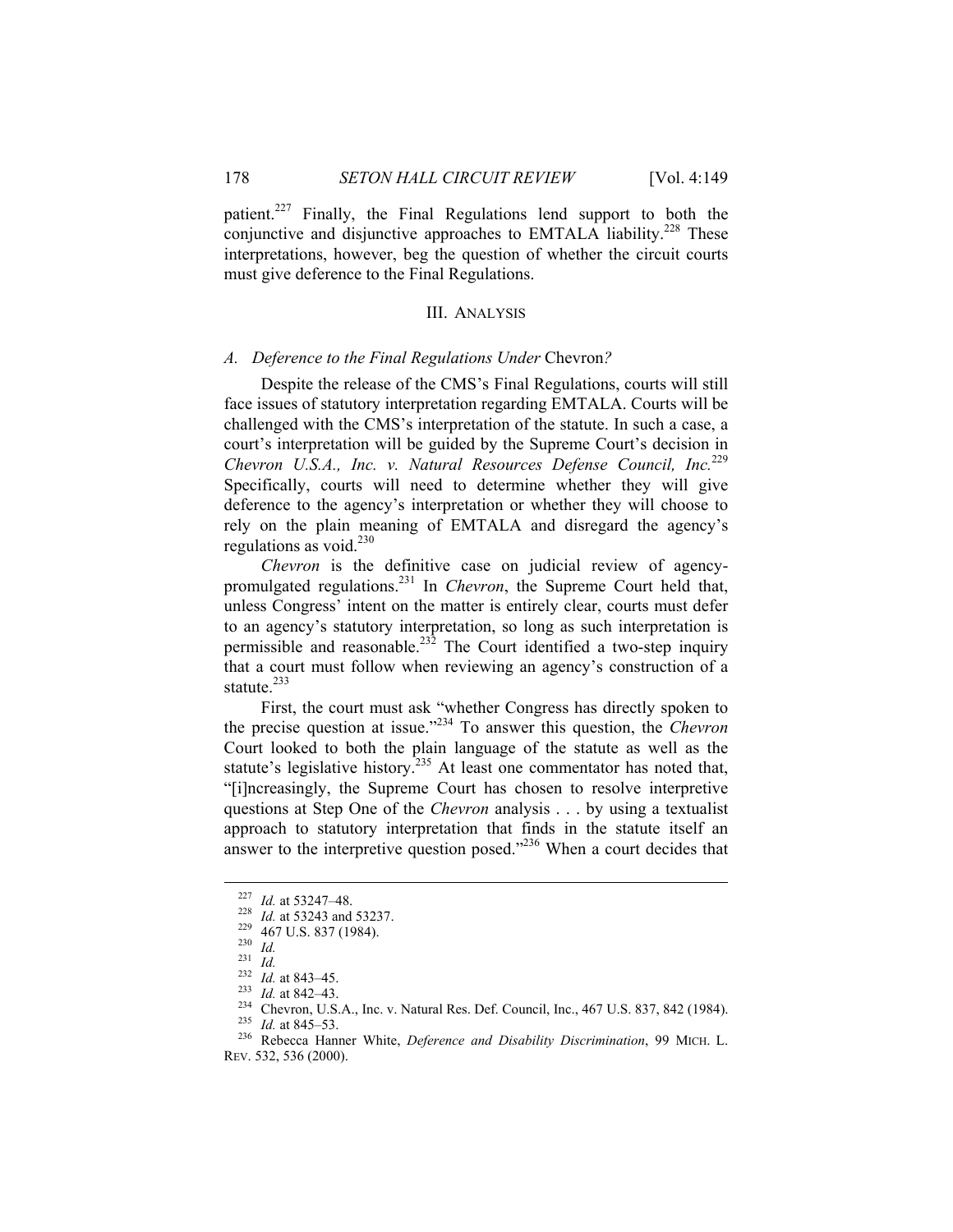patient.[227] Finally, the Final Regulations lend support to both the conjunctive and disjunctive approaches to EMTALA liability.[228] These interpretations, however, beg the question of whether the circuit courts must give deference to the Final Regulations.

## III. ANALYSIS

### A. *Deference to the Final Regulations Under* Chevron*?*

Despite the release of the CMS's Final Regulations, courts will still face issues of statutory interpretation regarding EMTALA. Courts will be challenged with the CMS's interpretation of the statute. In such a case, a court's interpretation will be guided by the Supreme Court's decision in *Chevron U.S.A., Inc. v. Natural Resources Defense Council, Inc.*[229] Specifically, courts will need to determine whether they will give deference to the agency's interpretation or whether they will choose to rely on the plain meaning of EMTALA and disregard the agency's regulations as void.[230]

*Chevron* is the definitive case on judicial review of agency-promulgated regulations.[231] In *Chevron*, the Supreme Court held that, unless Congress' intent on the matter is entirely clear, courts must defer to an agency's statutory interpretation, so long as such interpretation is permissible and reasonable.[232] The Court identified a two-step inquiry that a court must follow when reviewing an agency's construction of a statute.[233]

First, the court must ask "whether Congress has directly spoken to the precise question at issue."[234] To answer this question, the *Chevron* Court looked to both the plain language of the statute as well as the statute's legislative history.[235] At least one commentator has noted that, "[i]ncreasingly, the Supreme Court has chosen to resolve interpretive questions at Step One of the *Chevron* analysis . . . by using a textualist approach to statutory interpretation that finds in the statute itself an answer to the interpretive question posed."[236] When a court decides that

---

[227] *Id.* at 53247–48.

[228] *Id.* at 53243 and 53237.

[229] 467 U.S. 837 (1984).

[230] *Id.*

[231] *Id.*

[232] *Id.* at 843–45.

[233] *Id.* at 842–43.

[234] Chevron, U.S.A., Inc. v. Natural Res. Def. Council, Inc., 467 U.S. 837, 842 (1984).

[235] *Id.* at 845–53.

[236] Rebecca Hanner White, *Deference and Disability Discrimination*, 99 MICH. L. REV. 532, 536 (2000).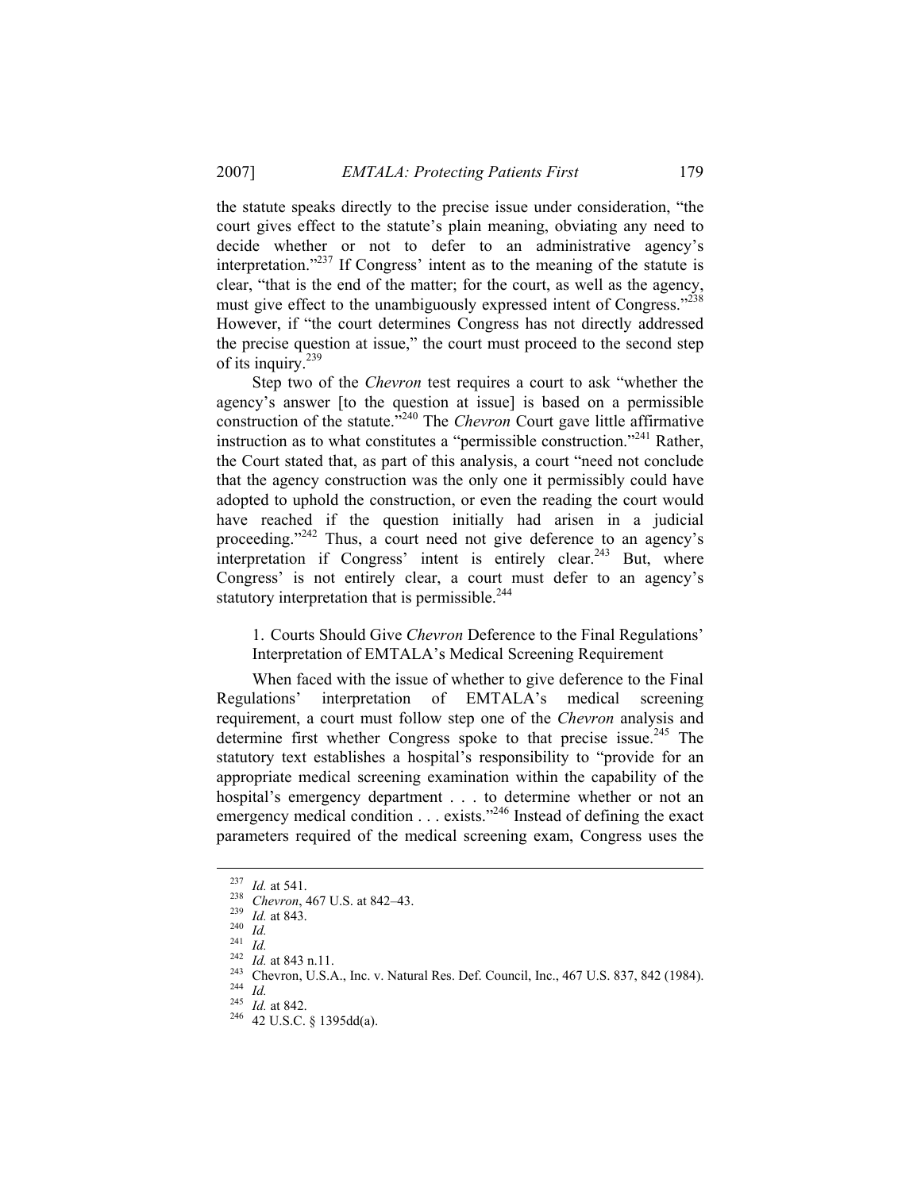the statute speaks directly to the precise issue under consideration, "the court gives effect to the statute's plain meaning, obviating any need to decide whether or not to defer to an administrative agency's interpretation."[237] If Congress' intent as to the meaning of the statute is clear, "that is the end of the matter; for the court, as well as the agency, must give effect to the unambiguously expressed intent of Congress."[238] However, if "the court determines Congress has not directly addressed the precise question at issue," the court must proceed to the second step of its inquiry.[239]

Step two of the *Chevron* test requires a court to ask "whether the agency's answer [to the question at issue] is based on a permissible construction of the statute."[240] The *Chevron* Court gave little affirmative instruction as to what constitutes a "permissible construction."[241] Rather, the Court stated that, as part of this analysis, a court "need not conclude that the agency construction was the only one it permissibly could have adopted to uphold the construction, or even the reading the court would have reached if the question initially had arisen in a judicial proceeding."[242] Thus, a court need not give deference to an agency's interpretation if Congress' intent is entirely clear.[243] But, where Congress' is not entirely clear, a court must defer to an agency's statutory interpretation that is permissible.[244]

### 1. Courts Should Give *Chevron* Deference to the Final Regulations' Interpretation of EMTALA's Medical Screening Requirement

When faced with the issue of whether to give deference to the Final Regulations' interpretation of EMTALA's medical screening requirement, a court must follow step one of the *Chevron* analysis and determine first whether Congress spoke to that precise issue.[245] The statutory text establishes a hospital's responsibility to "provide for an appropriate medical screening examination within the capability of the hospital's emergency department . . . to determine whether or not an emergency medical condition . . . exists."[246] Instead of defining the exact parameters required of the medical screening exam, Congress uses the

---

[237] *Id.* at 541.

[238] *Chevron*, 467 U.S. at 842–43.

[239] *Id.* at 843.

[240] *Id.*

[241] *Id.*

[242] *Id.* at 843 n.11.

[243] Chevron, U.S.A., Inc. v. Natural Res. Def. Council, Inc., 467 U.S. 837, 842 (1984).

[244] *Id.*

[245] *Id.* at 842.

[246] 42 U.S.C. § 1395dd(a).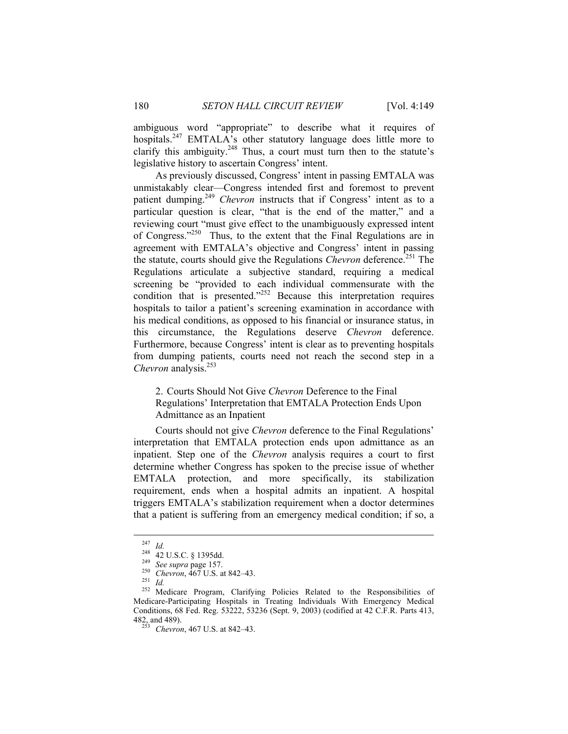ambiguous word "appropriate" to describe what it requires of hospitals.[247] EMTALA's other statutory language does little more to clarify this ambiguity.[248] Thus, a court must turn then to the statute's legislative history to ascertain Congress' intent.

As previously discussed, Congress' intent in passing EMTALA was unmistakably clear—Congress intended first and foremost to prevent patient dumping.[249] *Chevron* instructs that if Congress' intent as to a particular question is clear, "that is the end of the matter," and a reviewing court "must give effect to the unambiguously expressed intent of Congress."[250] Thus, to the extent that the Final Regulations are in agreement with EMTALA's objective and Congress' intent in passing the statute, courts should give the Regulations *Chevron* deference.[251] The Regulations articulate a subjective standard, requiring a medical screening be "provided to each individual commensurate with the condition that is presented."[252] Because this interpretation requires hospitals to tailor a patient's screening examination in accordance with his medical conditions, as opposed to his financial or insurance status, in this circumstance, the Regulations deserve *Chevron* deference. Furthermore, because Congress' intent is clear as to preventing hospitals from dumping patients, courts need not reach the second step in a *Chevron* analysis.[253]

### 2. Courts Should Not Give *Chevron* Deference to the Final Regulations' Interpretation that EMTALA Protection Ends Upon Admittance as an Inpatient

Courts should not give *Chevron* deference to the Final Regulations' interpretation that EMTALA protection ends upon admittance as an inpatient. Step one of the *Chevron* analysis requires a court to first determine whether Congress has spoken to the precise issue of whether EMTALA protection, and more specifically, its stabilization requirement, ends when a hospital admits an inpatient. A hospital triggers EMTALA's stabilization requirement when a doctor determines that a patient is suffering from an emergency medical condition; if so, a

---

[247] *Id.*

[248] 42 U.S.C. § 1395dd.

[249] *See supra* page 157.

[250] *Chevron*, 467 U.S. at 842–43.

[251] *Id.*

[252] Medicare Program, Clarifying Policies Related to the Responsibilities of Medicare-Participating Hospitals in Treating Individuals With Emergency Medical Conditions, 68 Fed. Reg. 53222, 53236 (Sept. 9, 2003) (codified at 42 C.F.R. Parts 413, 482, and 489).

[253] *Chevron*, 467 U.S. at 842–43.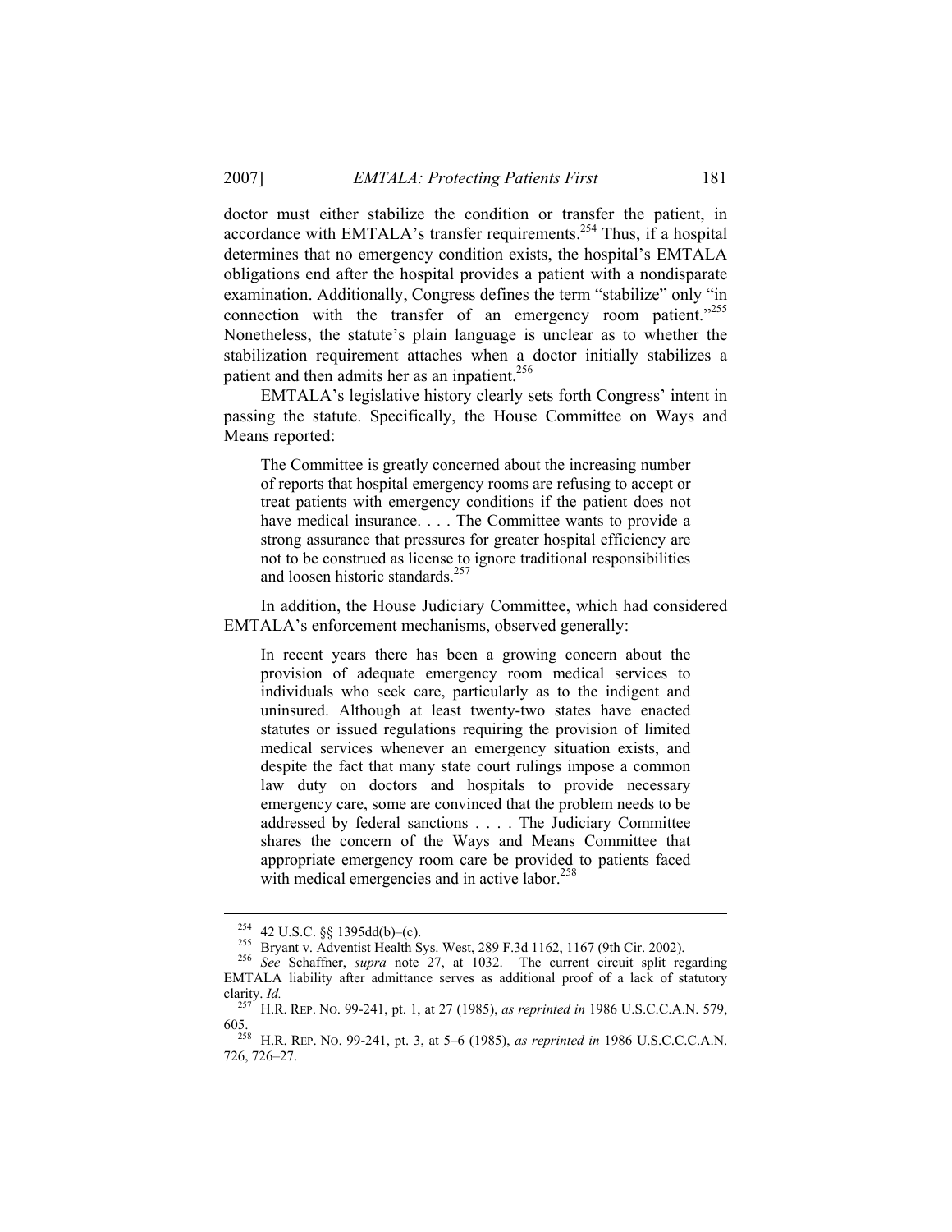doctor must either stabilize the condition or transfer the patient, in accordance with EMTALA's transfer requirements.[254] Thus, if a hospital determines that no emergency condition exists, the hospital's EMTALA obligations end after the hospital provides a patient with a nondisparate examination. Additionally, Congress defines the term "stabilize" only "in connection with the transfer of an emergency room patient."[255] Nonetheless, the statute's plain language is unclear as to whether the stabilization requirement attaches when a doctor initially stabilizes a patient and then admits her as an inpatient.[256]

EMTALA's legislative history clearly sets forth Congress' intent in passing the statute. Specifically, the House Committee on Ways and Means reported:

> The Committee is greatly concerned about the increasing number of reports that hospital emergency rooms are refusing to accept or treat patients with emergency conditions if the patient does not have medical insurance. . . . The Committee wants to provide a strong assurance that pressures for greater hospital efficiency are not to be construed as license to ignore traditional responsibilities and loosen historic standards.[257]

In addition, the House Judiciary Committee, which had considered EMTALA's enforcement mechanisms, observed generally:

> In recent years there has been a growing concern about the provision of adequate emergency room medical services to individuals who seek care, particularly as to the indigent and uninsured. Although at least twenty-two states have enacted statutes or issued regulations requiring the provision of limited medical services whenever an emergency situation exists, and despite the fact that many state court rulings impose a common law duty on doctors and hospitals to provide necessary emergency care, some are convinced that the problem needs to be addressed by federal sanctions . . . . The Judiciary Committee shares the concern of the Ways and Means Committee that appropriate emergency room care be provided to patients faced with medical emergencies and in active labor.[258]

---

[254] 42 U.S.C. §§ 1395dd(b)–(c).

[255] Bryant v. Adventist Health Sys. West, 289 F.3d 1162, 1167 (9th Cir. 2002).

[256] *See* Schaffner, *supra* note 27, at 1032. The current circuit split regarding EMTALA liability after admittance serves as additional proof of a lack of statutory clarity. *Id.*

[257] H.R. REP. NO. 99-241, pt. 1, at 27 (1985), *as reprinted in* 1986 U.S.C.C.A.N. 579, 605.

[258] H.R. REP. NO. 99-241, pt. 3, at 5–6 (1985), *as reprinted in* 1986 U.S.C.C.C.A.N. 726, 726–27.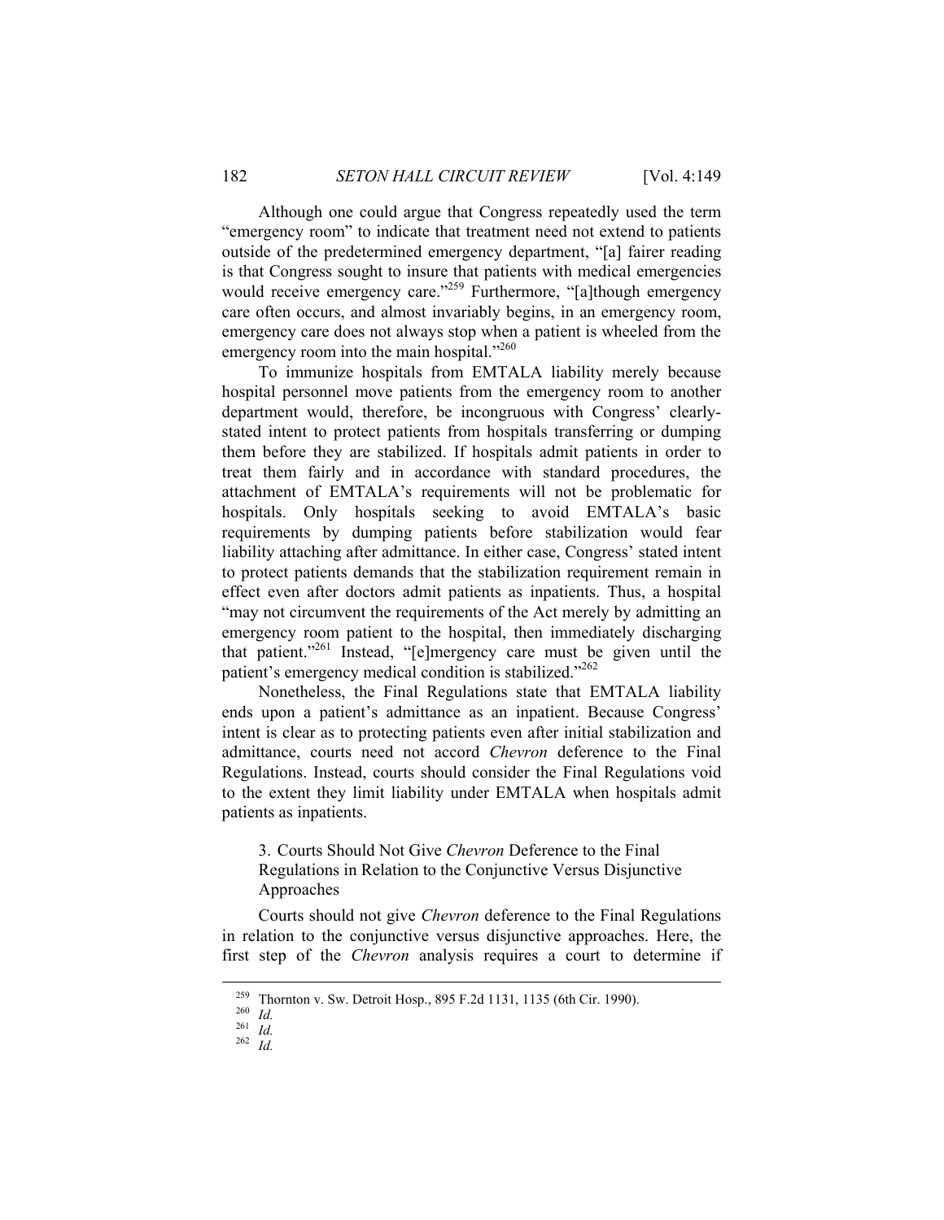Although one could argue that Congress repeatedly used the term "emergency room" to indicate that treatment need not extend to patients outside of the predetermined emergency department, "[a] fairer reading is that Congress sought to insure that patients with medical emergencies would receive emergency care."[259] Furthermore, "[a]though emergency care often occurs, and almost invariably begins, in an emergency room, emergency care does not always stop when a patient is wheeled from the emergency room into the main hospital."[260]

To immunize hospitals from EMTALA liability merely because hospital personnel move patients from the emergency room to another department would, therefore, be incongruous with Congress' clearly-stated intent to protect patients from hospitals transferring or dumping them before they are stabilized. If hospitals admit patients in order to treat them fairly and in accordance with standard procedures, the attachment of EMTALA's requirements will not be problematic for hospitals. Only hospitals seeking to avoid EMTALA's basic requirements by dumping patients before stabilization would fear liability attaching after admittance. In either case, Congress' stated intent to protect patients demands that the stabilization requirement remain in effect even after doctors admit patients as inpatients. Thus, a hospital "may not circumvent the requirements of the Act merely by admitting an emergency room patient to the hospital, then immediately discharging that patient."[261] Instead, "[e]mergency care must be given until the patient's emergency medical condition is stabilized."[262]

Nonetheless, the Final Regulations state that EMTALA liability ends upon a patient's admittance as an inpatient. Because Congress' intent is clear as to protecting patients even after initial stabilization and admittance, courts need not accord *Chevron* deference to the Final Regulations. Instead, courts should consider the Final Regulations void to the extent they limit liability under EMTALA when hospitals admit patients as inpatients.

### 3. Courts Should Not Give *Chevron* Deference to the Final Regulations in Relation to the Conjunctive Versus Disjunctive Approaches

Courts should not give *Chevron* deference to the Final Regulations in relation to the conjunctive versus disjunctive approaches. Here, the first step of the *Chevron* analysis requires a court to determine if

---

[259] Thornton v. Sw. Detroit Hosp., 895 F.2d 1131, 1135 (6th Cir. 1990).

[260] *Id.*

[261] *Id.*

[262] *Id.*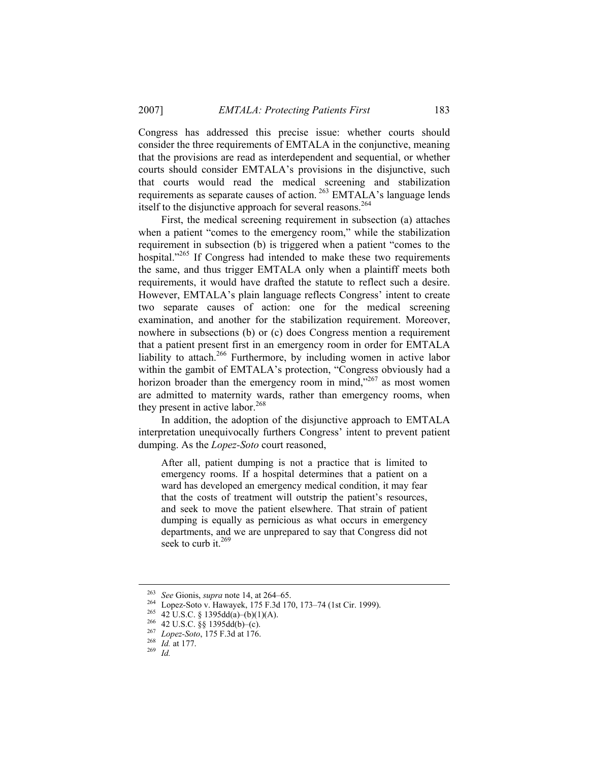Congress has addressed this precise issue: whether courts should consider the three requirements of EMTALA in the conjunctive, meaning that the provisions are read as interdependent and sequential, or whether courts should consider EMTALA's provisions in the disjunctive, such that courts would read the medical screening and stabilization requirements as separate causes of action.[263] EMTALA's language lends itself to the disjunctive approach for several reasons.[264]

First, the medical screening requirement in subsection (a) attaches when a patient "comes to the emergency room," while the stabilization requirement in subsection (b) is triggered when a patient "comes to the hospital."[265] If Congress had intended to make these two requirements the same, and thus trigger EMTALA only when a plaintiff meets both requirements, it would have drafted the statute to reflect such a desire. However, EMTALA's plain language reflects Congress' intent to create two separate causes of action: one for the medical screening examination, and another for the stabilization requirement. Moreover, nowhere in subsections (b) or (c) does Congress mention a requirement that a patient present first in an emergency room in order for EMTALA liability to attach.[266] Furthermore, by including women in active labor within the gambit of EMTALA's protection, "Congress obviously had a horizon broader than the emergency room in mind,"[267] as most women are admitted to maternity wards, rather than emergency rooms, when they present in active labor.[268]

In addition, the adoption of the disjunctive approach to EMTALA interpretation unequivocally furthers Congress' intent to prevent patient dumping. As the *Lopez-Soto* court reasoned,

> After all, patient dumping is not a practice that is limited to emergency rooms. If a hospital determines that a patient on a ward has developed an emergency medical condition, it may fear that the costs of treatment will outstrip the patient's resources, and seek to move the patient elsewhere. That strain of patient dumping is equally as pernicious as what occurs in emergency departments, and we are unprepared to say that Congress did not seek to curb it.[269]

---

[263] *See* Gionis, *supra* note 14, at 264–65.

[264] Lopez-Soto v. Hawayek, 175 F.3d 170, 173–74 (1st Cir. 1999).

[265] 42 U.S.C. § 1395dd(a)–(b)(1)(A).

[266] 42 U.S.C. §§ 1395dd(b)–(c).

[267] *Lopez-Soto*, 175 F.3d at 176.

[268] *Id.* at 177.

[269] *Id.*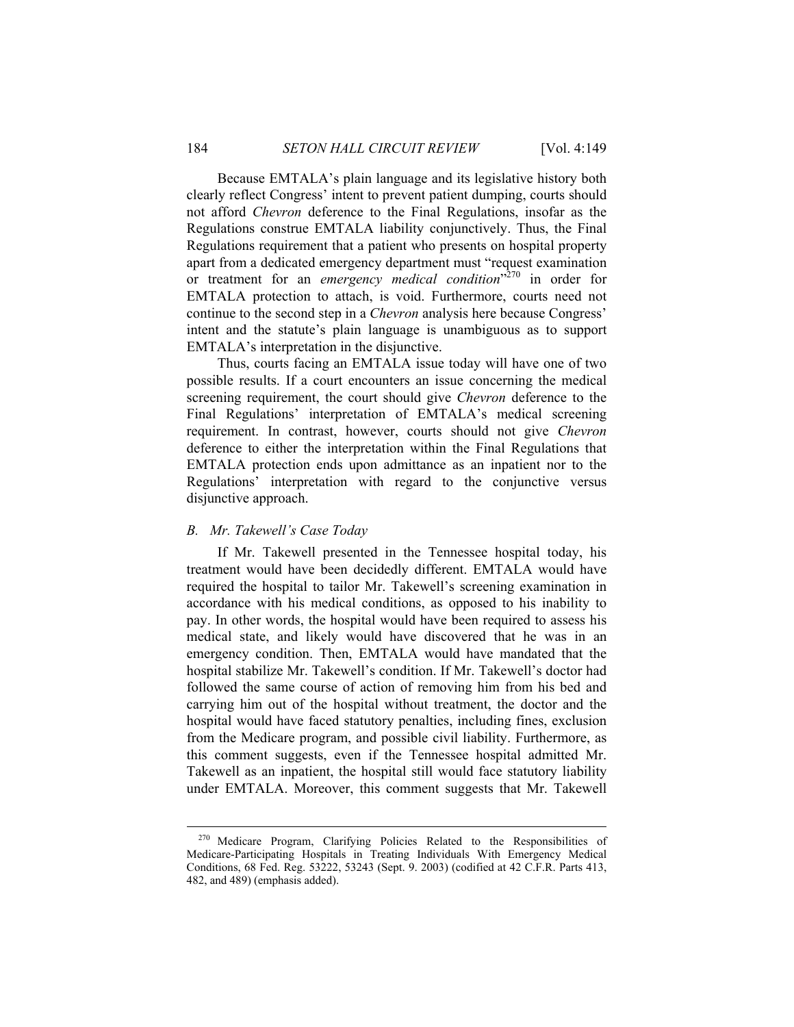Because EMTALA's plain language and its legislative history both clearly reflect Congress' intent to prevent patient dumping, courts should not afford *Chevron* deference to the Final Regulations, insofar as the Regulations construe EMTALA liability conjunctively. Thus, the Final Regulations requirement that a patient who presents on hospital property apart from a dedicated emergency department must "request examination or treatment for an *emergency medical condition*"[270] in order for EMTALA protection to attach, is void. Furthermore, courts need not continue to the second step in a *Chevron* analysis here because Congress' intent and the statute's plain language is unambiguous as to support EMTALA's interpretation in the disjunctive.

Thus, courts facing an EMTALA issue today will have one of two possible results. If a court encounters an issue concerning the medical screening requirement, the court should give *Chevron* deference to the Final Regulations' interpretation of EMTALA's medical screening requirement. In contrast, however, courts should not give *Chevron* deference to either the interpretation within the Final Regulations that EMTALA protection ends upon admittance as an inpatient nor to the Regulations' interpretation with regard to the conjunctive versus disjunctive approach.

### *B. Mr. Takewell's Case Today*

If Mr. Takewell presented in the Tennessee hospital today, his treatment would have been decidedly different. EMTALA would have required the hospital to tailor Mr. Takewell's screening examination in accordance with his medical conditions, as opposed to his inability to pay. In other words, the hospital would have been required to assess his medical state, and likely would have discovered that he was in an emergency condition. Then, EMTALA would have mandated that the hospital stabilize Mr. Takewell's condition. If Mr. Takewell's doctor had followed the same course of action of removing him from his bed and carrying him out of the hospital without treatment, the doctor and the hospital would have faced statutory penalties, including fines, exclusion from the Medicare program, and possible civil liability. Furthermore, as this comment suggests, even if the Tennessee hospital admitted Mr. Takewell as an inpatient, the hospital still would face statutory liability under EMTALA. Moreover, this comment suggests that Mr. Takewell

---

[270] Medicare Program, Clarifying Policies Related to the Responsibilities of Medicare-Participating Hospitals in Treating Individuals With Emergency Medical Conditions, 68 Fed. Reg. 53222, 53243 (Sept. 9. 2003) (codified at 42 C.F.R. Parts 413, 482, and 489) (emphasis added).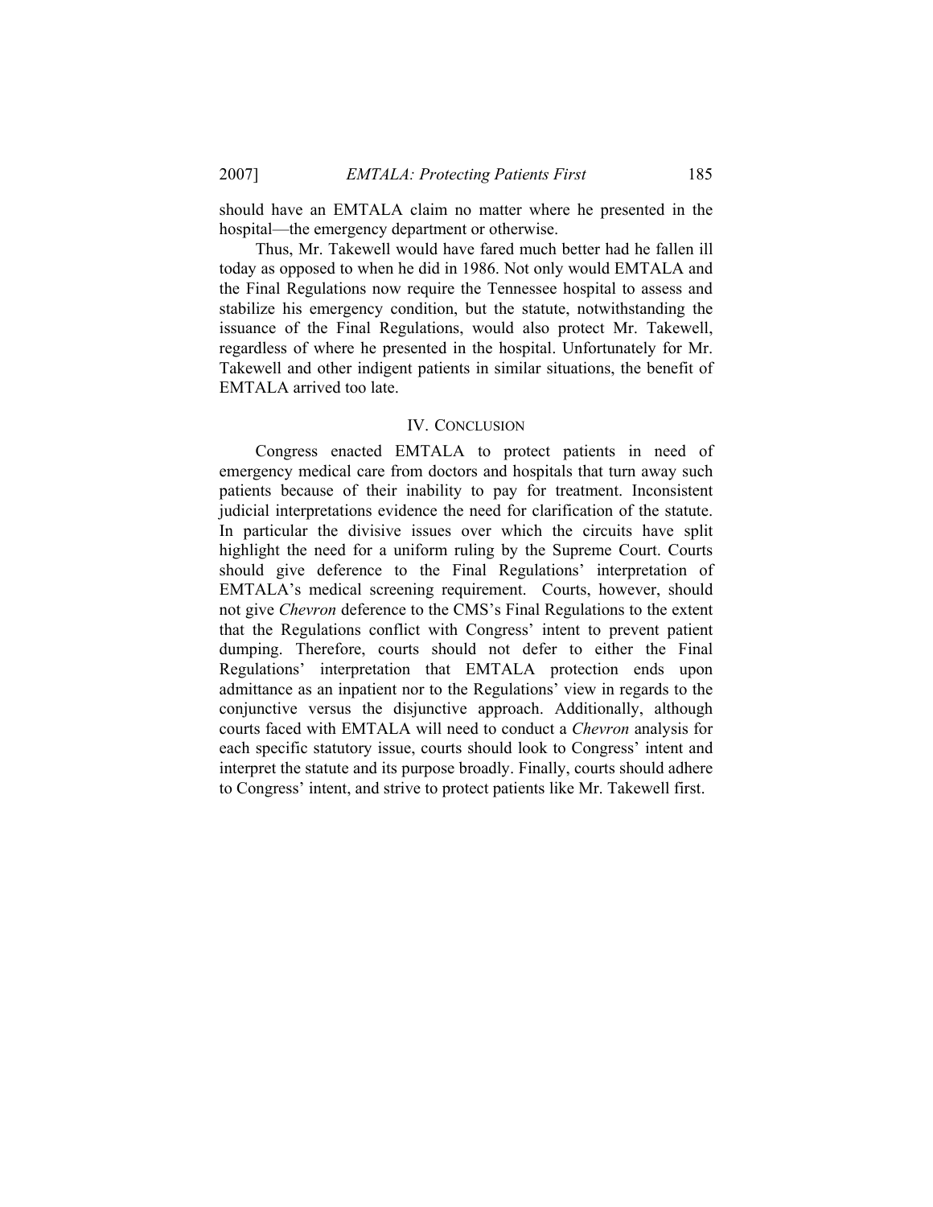should have an EMTALA claim no matter where he presented in the hospital—the emergency department or otherwise.

Thus, Mr. Takewell would have fared much better had he fallen ill today as opposed to when he did in 1986. Not only would EMTALA and the Final Regulations now require the Tennessee hospital to assess and stabilize his emergency condition, but the statute, notwithstanding the issuance of the Final Regulations, would also protect Mr. Takewell, regardless of where he presented in the hospital. Unfortunately for Mr. Takewell and other indigent patients in similar situations, the benefit of EMTALA arrived too late.

## IV. CONCLUSION

Congress enacted EMTALA to protect patients in need of emergency medical care from doctors and hospitals that turn away such patients because of their inability to pay for treatment. Inconsistent judicial interpretations evidence the need for clarification of the statute. In particular the divisive issues over which the circuits have split highlight the need for a uniform ruling by the Supreme Court. Courts should give deference to the Final Regulations' interpretation of EMTALA's medical screening requirement. Courts, however, should not give *Chevron* deference to the CMS's Final Regulations to the extent that the Regulations conflict with Congress' intent to prevent patient dumping. Therefore, courts should not defer to either the Final Regulations' interpretation that EMTALA protection ends upon admittance as an inpatient nor to the Regulations' view in regards to the conjunctive versus the disjunctive approach. Additionally, although courts faced with EMTALA will need to conduct a *Chevron* analysis for each specific statutory issue, courts should look to Congress' intent and interpret the statute and its purpose broadly. Finally, courts should adhere to Congress' intent, and strive to protect patients like Mr. Takewell first.